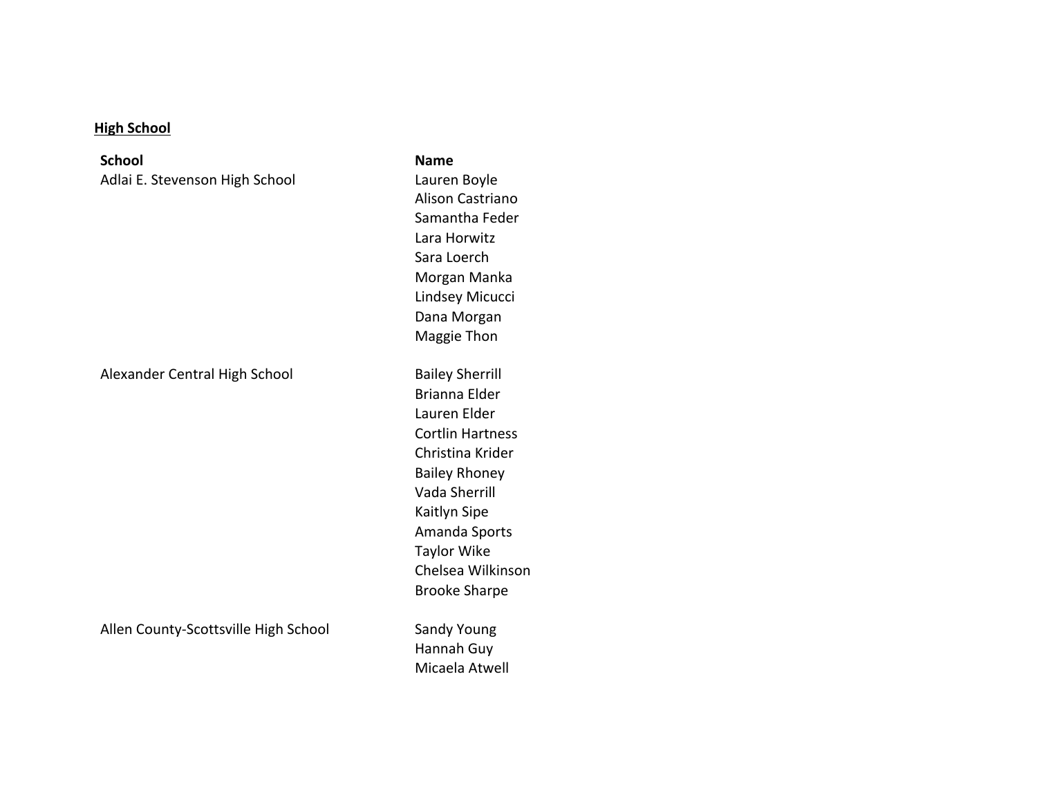**High School**

| School | Name |
|---|---|
| Adlai E. Stevenson High School | Lauren Boyle |
| | Alison Castriano |
| | Samantha Feder |
| | Lara Horwitz |
| | Sara Loerch |
| | Morgan Manka |
| | Lindsey Micucci |
| | Dana Morgan |
| | Maggie Thon |
| Alexander Central High School | Bailey Sherrill |
| | Brianna Elder |
| | Lauren Elder |
| | Cortlin Hartness |
| | Christina Krider |
| | Bailey Rhoney |
| | Vada Sherrill |
| | Kaitlyn Sipe |
| | Amanda Sports |
| | Taylor Wike |
| | Chelsea Wilkinson |
| | Brooke Sharpe |
| Allen County-Scottsville High School | Sandy Young |
| | Hannah Guy |
| | Micaela Atwell |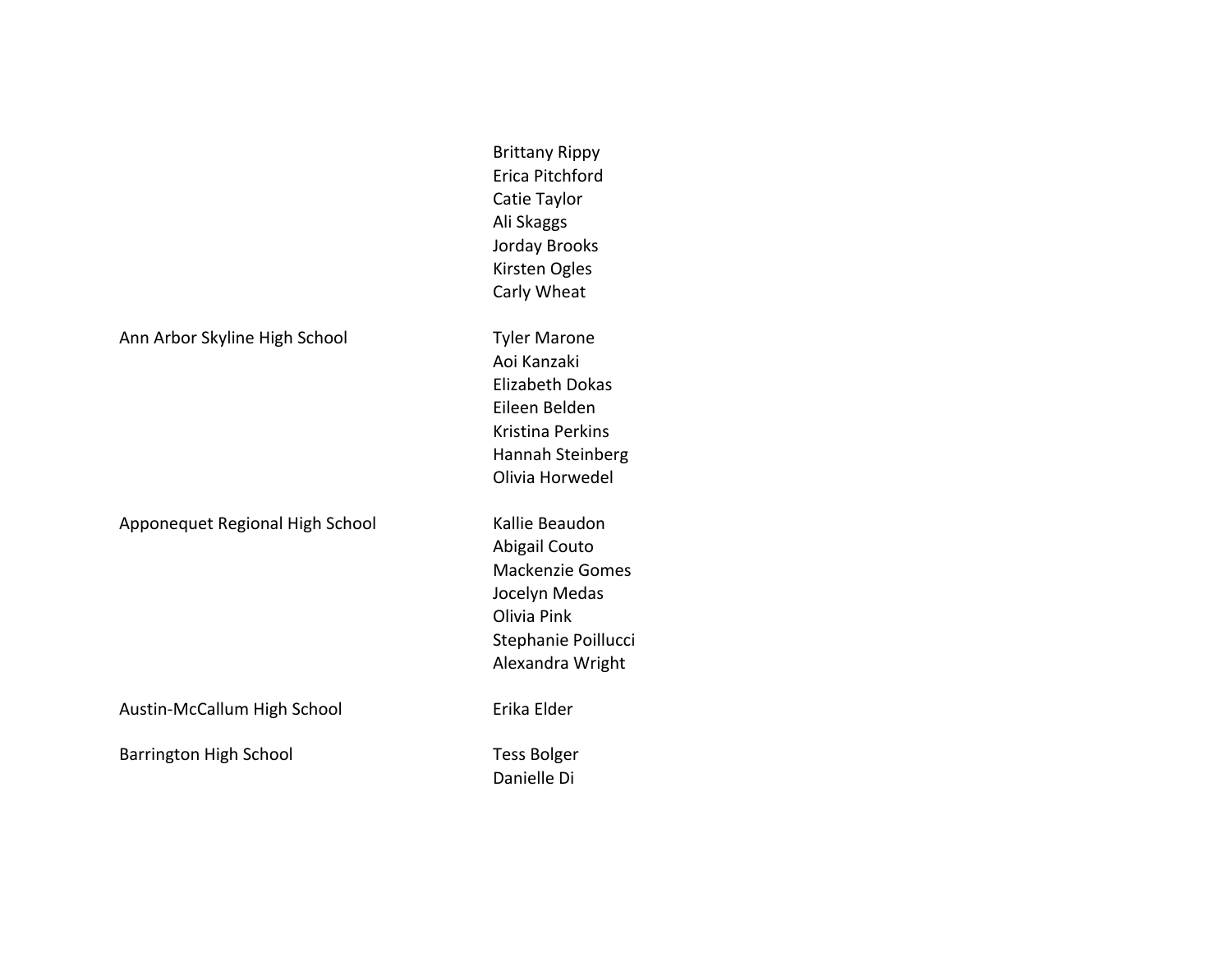| School | Name |
| --- | --- |
| | Brittany Rippy |
| | Erica Pitchford |
| | Catie Taylor |
| | Ali Skaggs |
| | Jorday Brooks |
| | Kirsten Ogles |
| | Carly Wheat |
| Ann Arbor Skyline High School | Tyler Marone |
| | Aoi Kanzaki |
| | Elizabeth Dokas |
| | Eileen Belden |
| | Kristina Perkins |
| | Hannah Steinberg |
| | Olivia Horwedel |
| Apponequet Regional High School | Kallie Beaudon |
| | Abigail Couto |
| | Mackenzie Gomes |
| | Jocelyn Medas |
| | Olivia Pink |
| | Stephanie Poillucci |
| | Alexandra Wright |
| Austin-McCallum High School | Erika Elder |
| Barrington High School | Tess Bolger |
| | Danielle Di |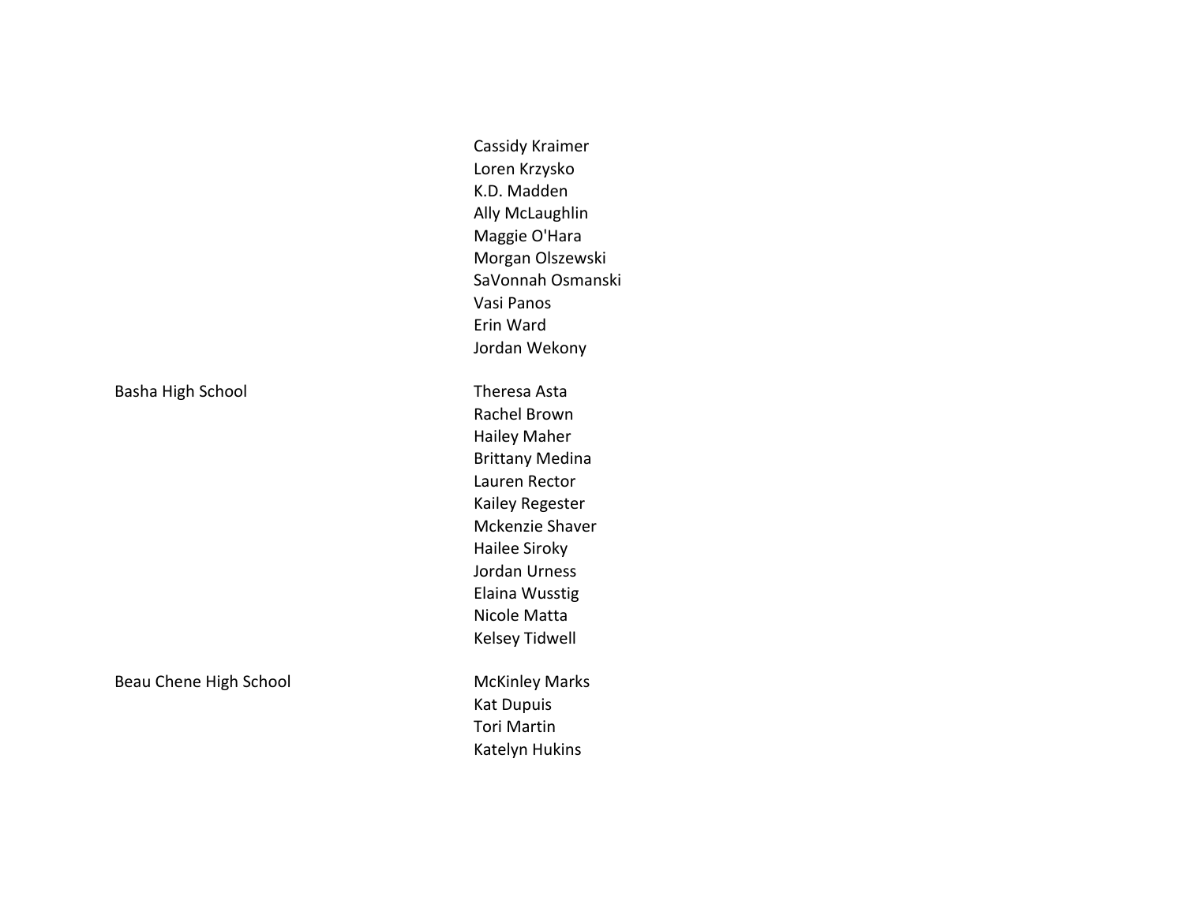| | |
|---|---|
| | Cassidy Kraimer |
| | Loren Krzysko |
| | K.D. Madden |
| | Ally McLaughlin |
| | Maggie O'Hara |
| | Morgan Olszewski |
| | SaVonnah Osmanski |
| | Vasi Panos |
| | Erin Ward |
| | Jordan Wekony |
| | |
| Basha High School | Theresa Asta |
| | Rachel Brown |
| | Hailey Maher |
| | Brittany Medina |
| | Lauren Rector |
| | Kailey Regester |
| | Mckenzie Shaver |
| | Hailee Siroky |
| | Jordan Urness |
| | Elaina Wusstig |
| | Nicole Matta |
| | Kelsey Tidwell |
| | |
| Beau Chene High School | McKinley Marks |
| | Kat Dupuis |
| | Tori Martin |
| | Katelyn Hukins |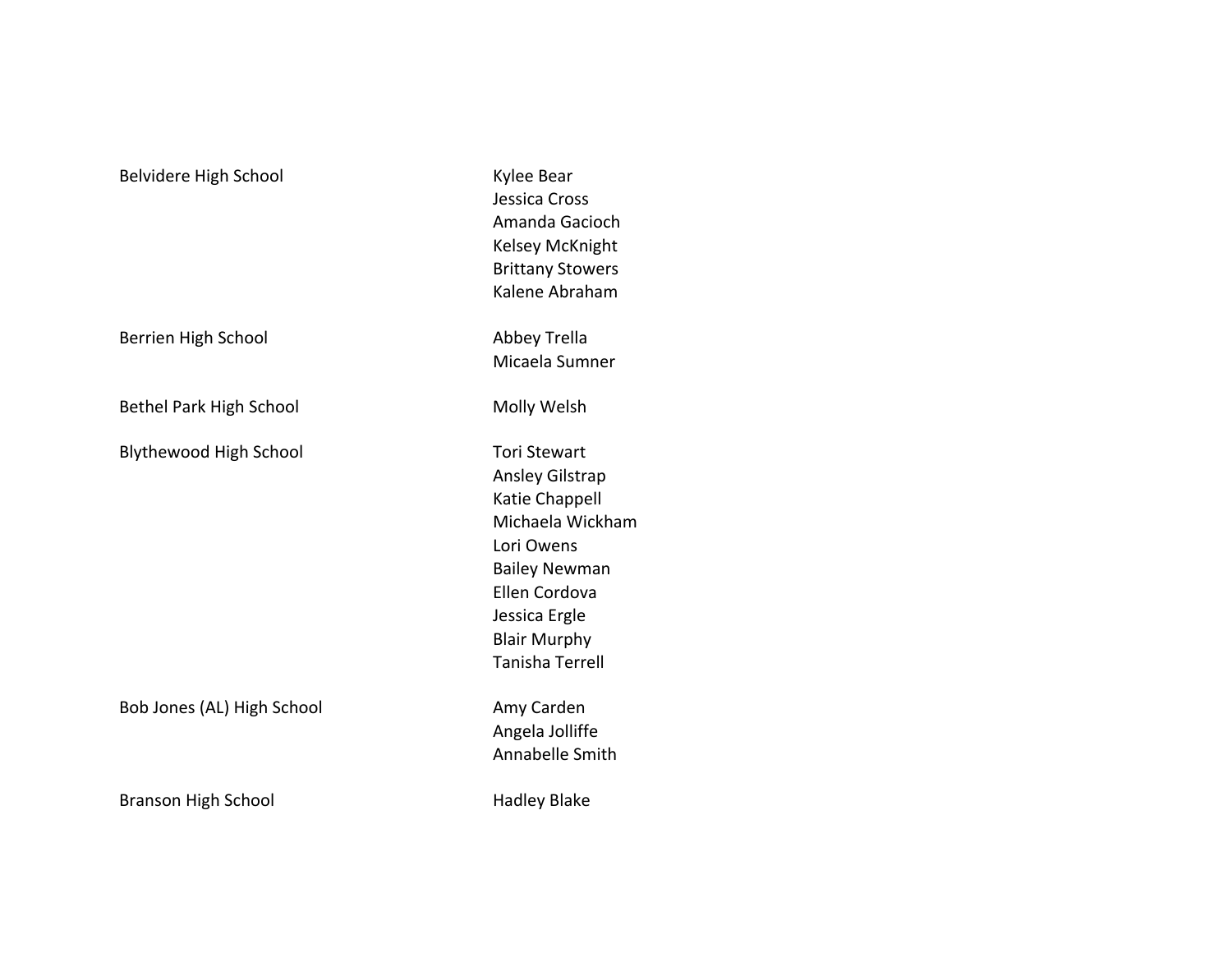| School | Names |
| --- | --- |
| Belvidere High School | Kylee Bear |
| | Jessica Cross |
| | Amanda Gacioch |
| | Kelsey McKnight |
| | Brittany Stowers |
| | Kalene Abraham |
| Berrien High School | Abbey Trella |
| | Micaela Sumner |
| Bethel Park High School | Molly Welsh |
| Blythewood High School | Tori Stewart |
| | Ansley Gilstrap |
| | Katie Chappell |
| | Michaela Wickham |
| | Lori Owens |
| | Bailey Newman |
| | Ellen Cordova |
| | Jessica Ergle |
| | Blair Murphy |
| | Tanisha Terrell |
| Bob Jones (AL) High School | Amy Carden |
| | Angela Jolliffe |
| | Annabelle Smith |
| Branson High School | Hadley Blake |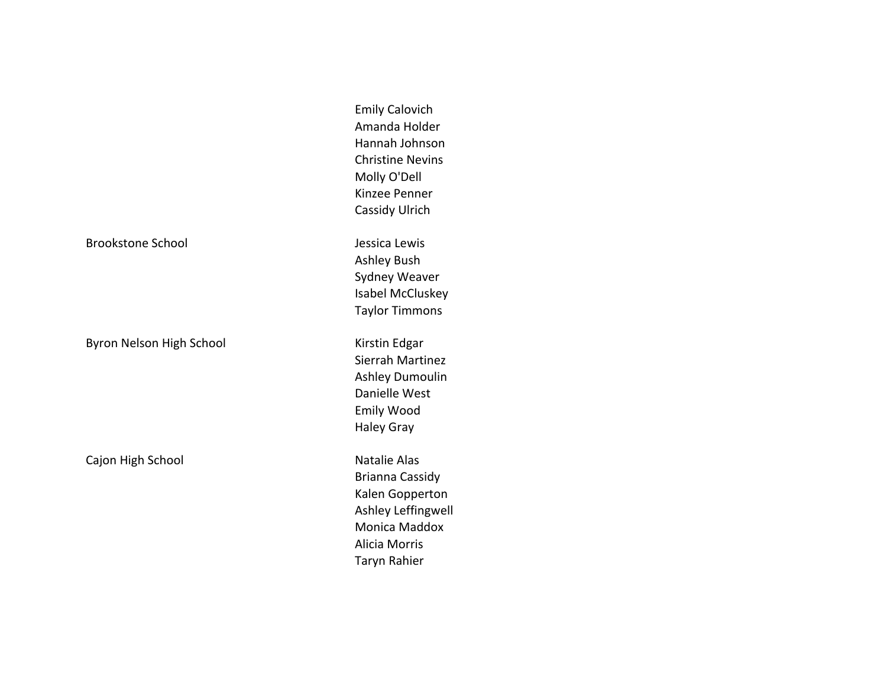| School | Names |
|---|---|
| | Emily Calovich |
| | Amanda Holder |
| | Hannah Johnson |
| | Christine Nevins |
| | Molly O'Dell |
| | Kinzee Penner |
| | Cassidy Ulrich |
| Brookstone School | Jessica Lewis |
| | Ashley Bush |
| | Sydney Weaver |
| | Isabel McCluskey |
| | Taylor Timmons |
| Byron Nelson High School | Kirstin Edgar |
| | Sierrah Martinez |
| | Ashley Dumoulin |
| | Danielle West |
| | Emily Wood |
| | Haley Gray |
| Cajon High School | Natalie Alas |
| | Brianna Cassidy |
| | Kalen Gopperton |
| | Ashley Leffingwell |
| | Monica Maddox |
| | Alicia Morris |
| | Taryn Rahier |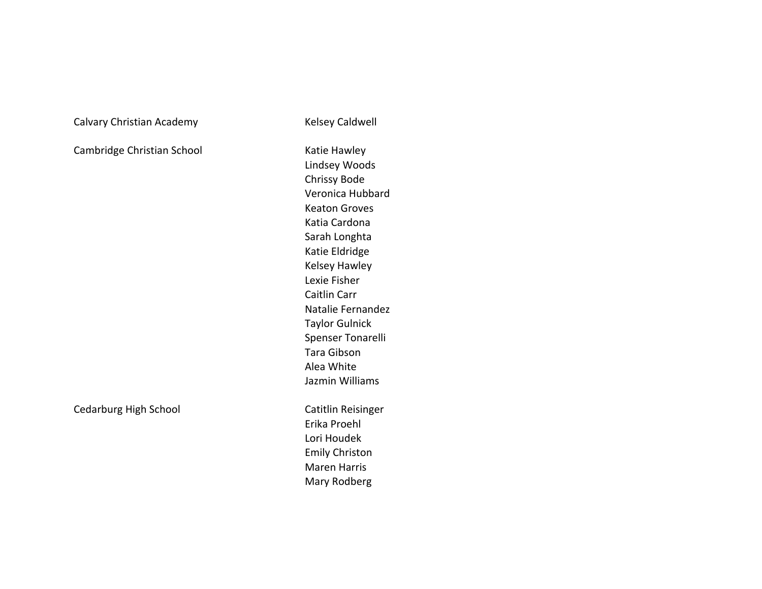| | |
|---|---|
| Calvary Christian Academy | Kelsey Caldwell |
| Cambridge Christian School | Katie Hawley |
| | Lindsey Woods |
| | Chrissy Bode |
| | Veronica Hubbard |
| | Keaton Groves |
| | Katia Cardona |
| | Sarah Longhta |
| | Katie Eldridge |
| | Kelsey Hawley |
| | Lexie Fisher |
| | Caitlin Carr |
| | Natalie Fernandez |
| | Taylor Gulnick |
| | Spenser Tonarelli |
| | Tara Gibson |
| | Alea White |
| | Jazmin Williams |
| Cedarburg High School | Catitlin Reisinger |
| | Erika Proehl |
| | Lori Houdek |
| | Emily Christon |
| | Maren Harris |
| | Mary Rodberg |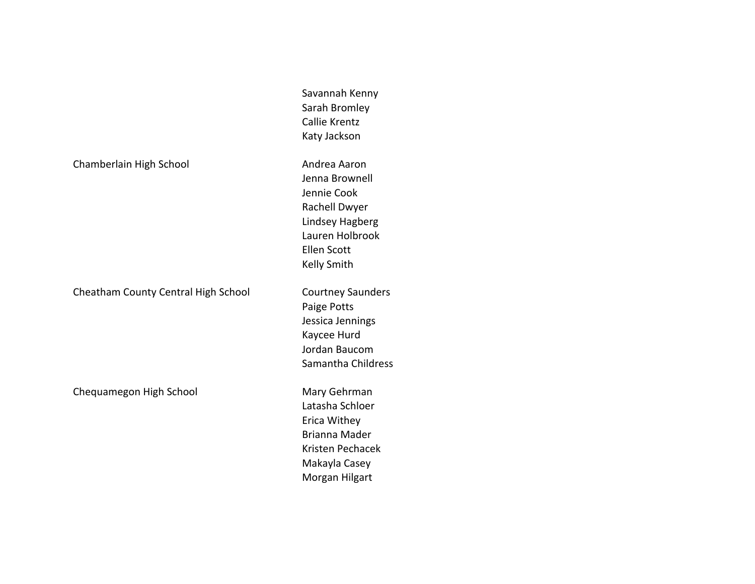| School | Name |
|---|---|
| | Savannah Kenny |
| | Sarah Bromley |
| | Callie Krentz |
| | Katy Jackson |
| Chamberlain High School | Andrea Aaron |
| | Jenna Brownell |
| | Jennie Cook |
| | Rachell Dwyer |
| | Lindsey Hagberg |
| | Lauren Holbrook |
| | Ellen Scott |
| | Kelly Smith |
| Cheatham County Central High School | Courtney Saunders |
| | Paige Potts |
| | Jessica Jennings |
| | Kaycee Hurd |
| | Jordan Baucom |
| | Samantha Childress |
| Chequamegon High School | Mary Gehrman |
| | Latasha Schloer |
| | Erica Withey |
| | Brianna Mader |
| | Kristen Pechacek |
| | Makayla Casey |
| | Morgan Hilgart |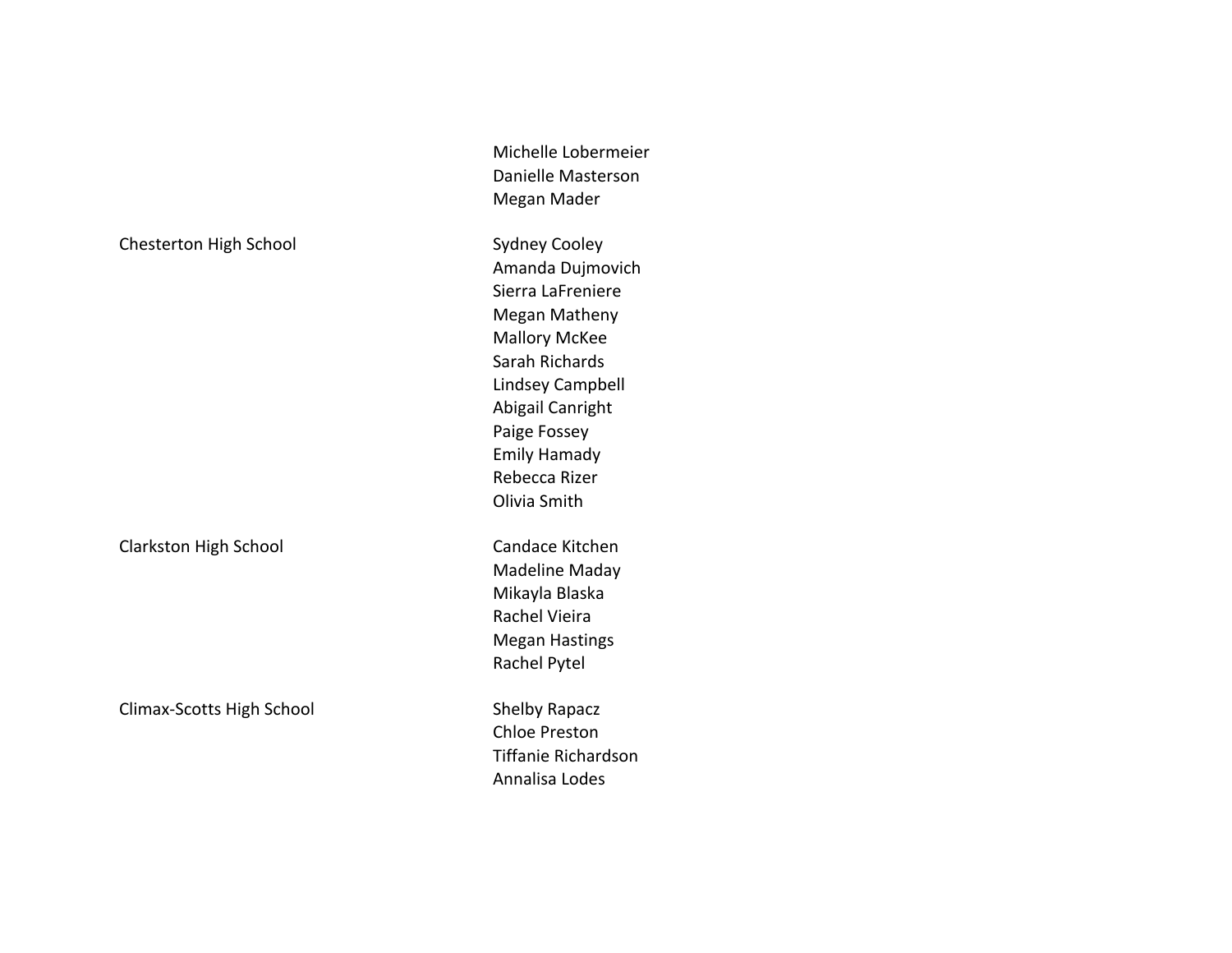| School | Name |
|---|---|
| | Michelle Lobermeier |
| | Danielle Masterson |
| | Megan Mader |
| Chesterton High School | Sydney Cooley |
| | Amanda Dujmovich |
| | Sierra LaFreniere |
| | Megan Matheny |
| | Mallory McKee |
| | Sarah Richards |
| | Lindsey Campbell |
| | Abigail Canright |
| | Paige Fossey |
| | Emily Hamady |
| | Rebecca Rizer |
| | Olivia Smith |
| Clarkston High School | Candace Kitchen |
| | Madeline Maday |
| | Mikayla Blaska |
| | Rachel Vieira |
| | Megan Hastings |
| | Rachel Pytel |
| Climax-Scotts High School | Shelby Rapacz |
| | Chloe Preston |
| | Tiffanie Richardson |
| | Annalisa Lodes |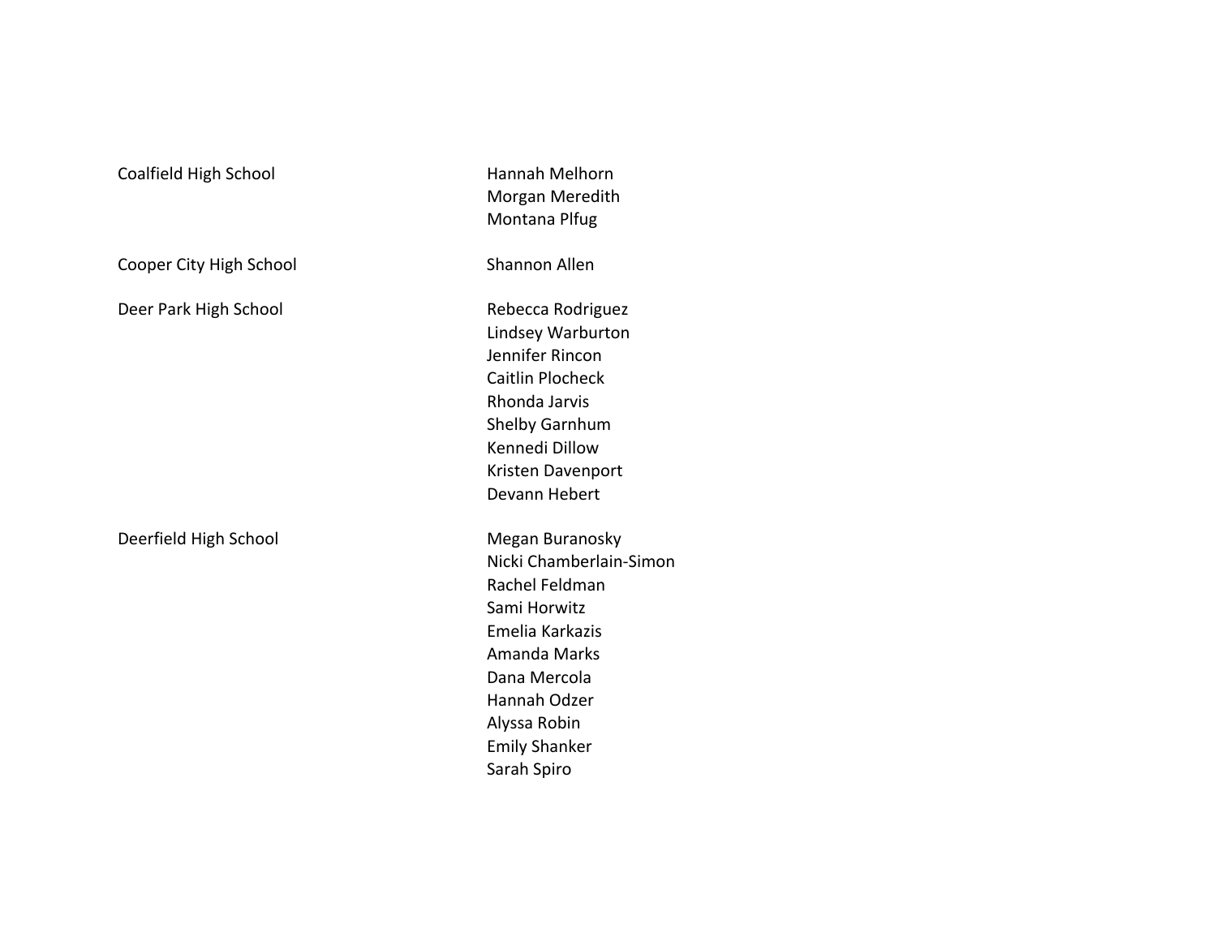| | |
|---|---|
| Coalfield High School | Hannah Melhorn |
| | Morgan Meredith |
| | Montana Plfug |
| Cooper City High School | Shannon Allen |
| Deer Park High School | Rebecca Rodriguez |
| | Lindsey Warburton |
| | Jennifer Rincon |
| | Caitlin Plocheck |
| | Rhonda Jarvis |
| | Shelby Garnhum |
| | Kennedi Dillow |
| | Kristen Davenport |
| | Devann Hebert |
| Deerfield High School | Megan Buranosky |
| | Nicki Chamberlain-Simon |
| | Rachel Feldman |
| | Sami Horwitz |
| | Emelia Karkazis |
| | Amanda Marks |
| | Dana Mercola |
| | Hannah Odzer |
| | Alyssa Robin |
| | Emily Shanker |
| | Sarah Spiro |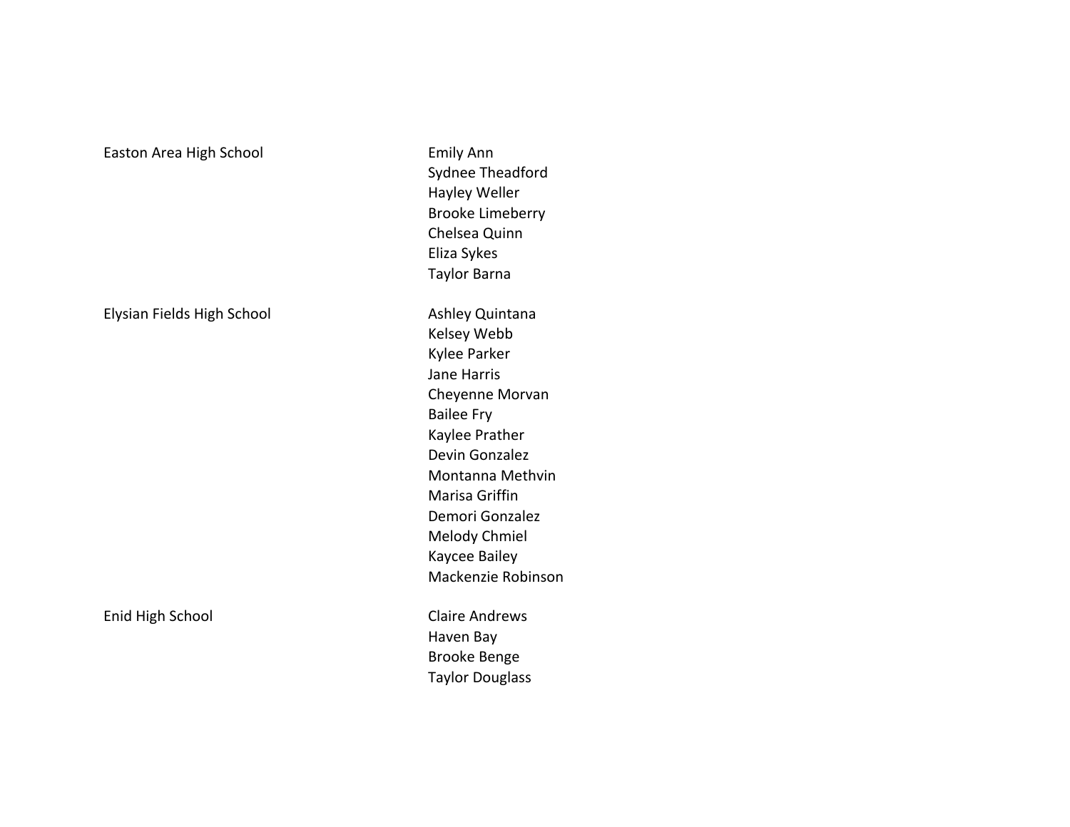| School | Students |
| --- | --- |
| Easton Area High School | Emily Ann |
| | Sydnee Theadford |
| | Hayley Weller |
| | Brooke Limeberry |
| | Chelsea Quinn |
| | Eliza Sykes |
| | Taylor Barna |
| Elysian Fields High School | Ashley Quintana |
| | Kelsey Webb |
| | Kylee Parker |
| | Jane Harris |
| | Cheyenne Morvan |
| | Bailee Fry |
| | Kaylee Prather |
| | Devin Gonzalez |
| | Montanna Methvin |
| | Marisa Griffin |
| | Demori Gonzalez |
| | Melody Chmiel |
| | Kaycee Bailey |
| | Mackenzie Robinson |
| Enid High School | Claire Andrews |
| | Haven Bay |
| | Brooke Benge |
| | Taylor Douglass |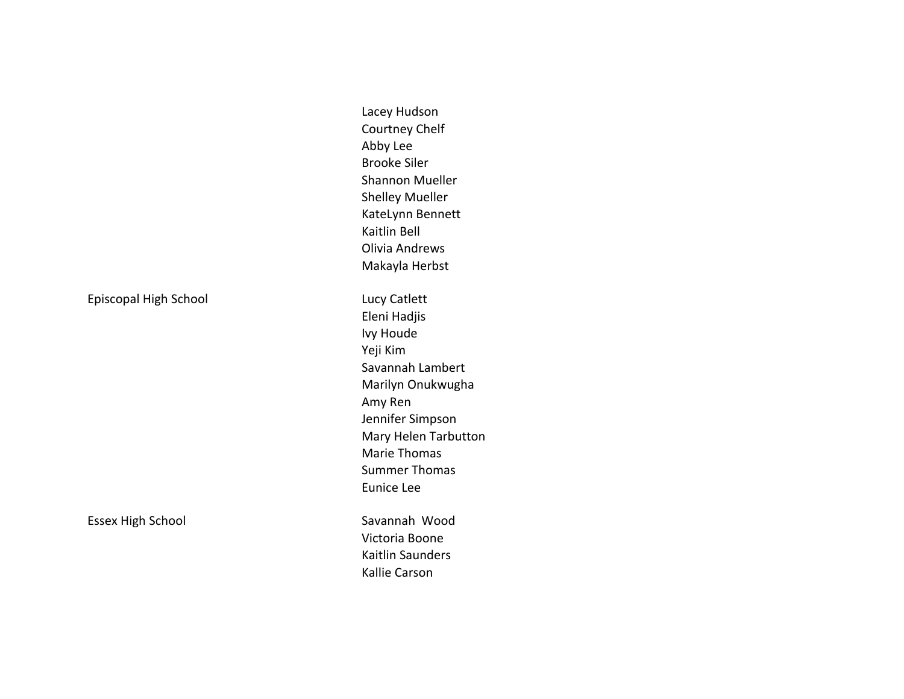| School | Name |
|---|---|
| | Lacey Hudson |
| | Courtney Chelf |
| | Abby Lee |
| | Brooke Siler |
| | Shannon Mueller |
| | Shelley Mueller |
| | KateLynn Bennett |
| | Kaitlin Bell |
| | Olivia Andrews |
| | Makayla Herbst |
| Episcopal High School | Lucy Catlett |
| | Eleni Hadjis |
| | Ivy Houde |
| | Yeji Kim |
| | Savannah Lambert |
| | Marilyn Onukwugha |
| | Amy Ren |
| | Jennifer Simpson |
| | Mary Helen Tarbutton |
| | Marie Thomas |
| | Summer Thomas |
| | Eunice Lee |
| Essex High School | Savannah Wood |
| | Victoria Boone |
| | Kaitlin Saunders |
| | Kallie Carson |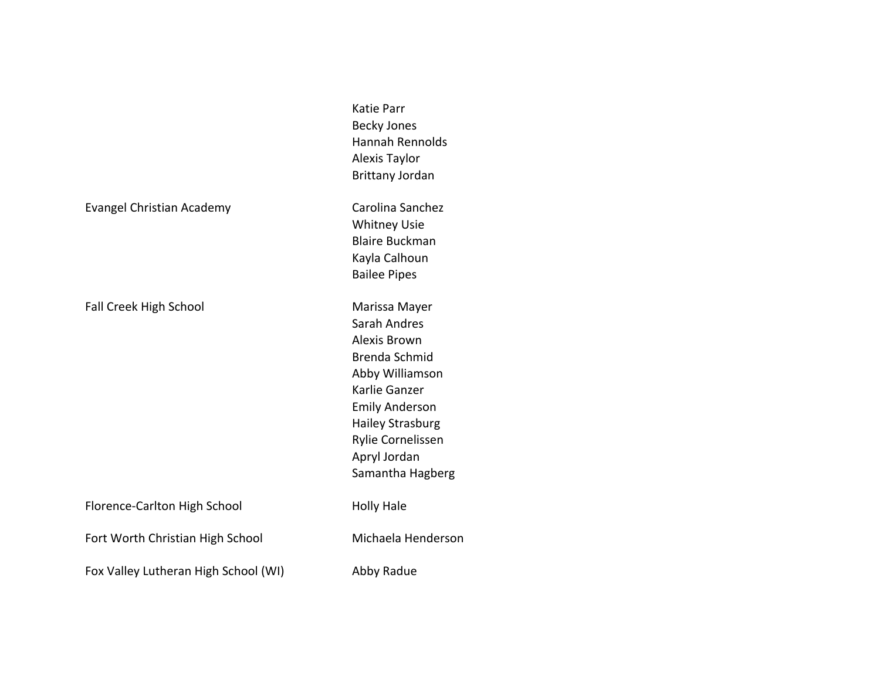| | |
|---|---|
| | Katie Parr |
| | Becky Jones |
| | Hannah Rennolds |
| | Alexis Taylor |
| | Brittany Jordan |
| Evangel Christian Academy | Carolina Sanchez |
| | Whitney Usie |
| | Blaire Buckman |
| | Kayla Calhoun |
| | Bailee Pipes |
| Fall Creek High School | Marissa Mayer |
| | Sarah Andres |
| | Alexis Brown |
| | Brenda Schmid |
| | Abby Williamson |
| | Karlie Ganzer |
| | Emily Anderson |
| | Hailey Strasburg |
| | Rylie Cornelissen |
| | Apryl Jordan |
| | Samantha Hagberg |
| Florence-Carlton High School | Holly Hale |
| Fort Worth Christian High School | Michaela Henderson |
| Fox Valley Lutheran High School (WI) | Abby Radue |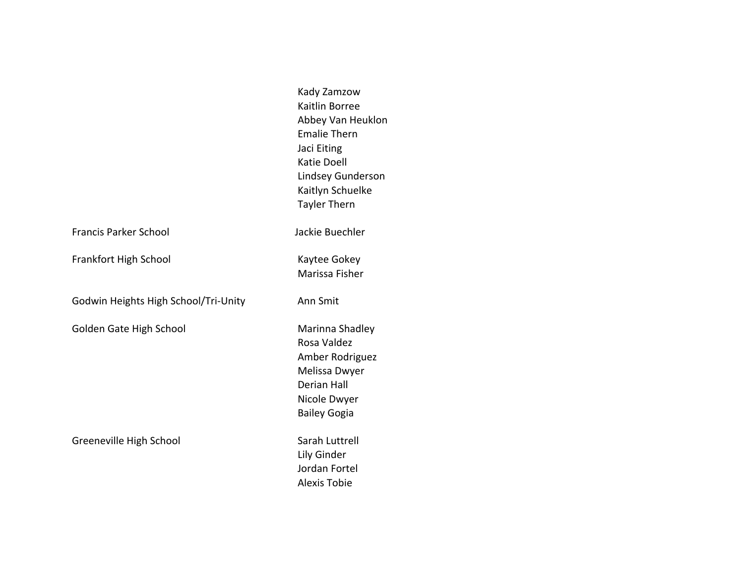| School | Name |
| --- | --- |
| | Kady Zamzow |
| | Kaitlin Borree |
| | Abbey Van Heuklon |
| | Emalie Thern |
| | Jaci Eiting |
| | Katie Doell |
| | Lindsey Gunderson |
| | Kaitlyn Schuelke |
| | Tayler Thern |
| Francis Parker School | Jackie Buechler |
| Frankfort High School | Kaytee Gokey |
| | Marissa Fisher |
| Godwin Heights High School/Tri-Unity | Ann Smit |
| Golden Gate High School | Marinna Shadley |
| | Rosa Valdez |
| | Amber Rodriguez |
| | Melissa Dwyer |
| | Derian Hall |
| | Nicole Dwyer |
| | Bailey Gogia |
| Greeneville High School | Sarah Luttrell |
| | Lily Ginder |
| | Jordan Fortel |
| | Alexis Tobie |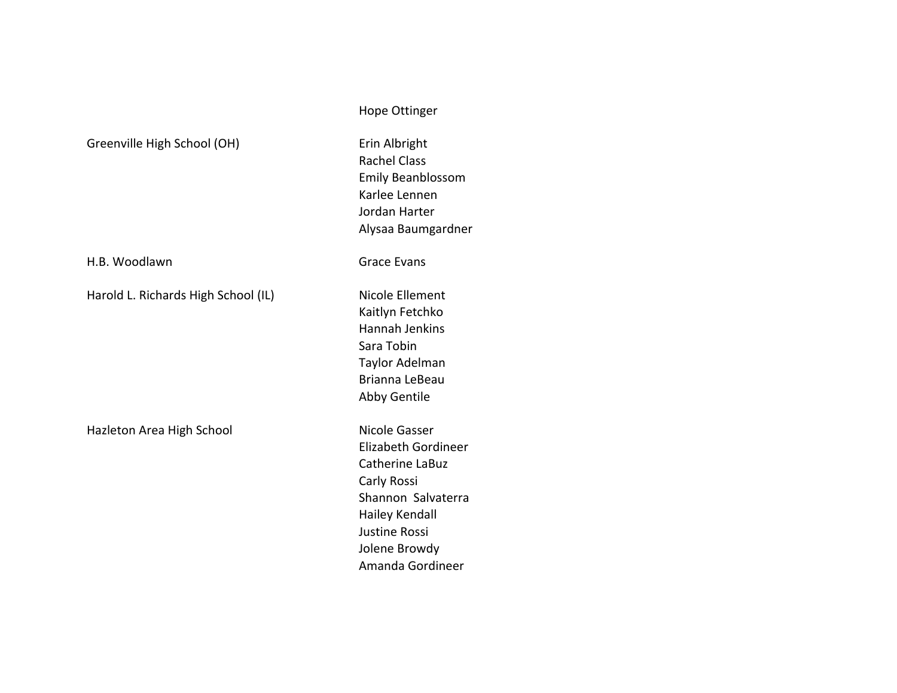| | |
|---|---|
| | Hope Ottinger |
| Greenville High School (OH) | Erin Albright |
| | Rachel Class |
| | Emily Beanblossom |
| | Karlee Lennen |
| | Jordan Harter |
| | Alysaa Baumgardner |
| H.B. Woodlawn | Grace Evans |
| Harold L. Richards High School (IL) | Nicole Ellement |
| | Kaitlyn Fetchko |
| | Hannah Jenkins |
| | Sara Tobin |
| | Taylor Adelman |
| | Brianna LeBeau |
| | Abby Gentile |
| Hazleton Area High School | Nicole Gasser |
| | Elizabeth Gordineer |
| | Catherine LaBuz |
| | Carly Rossi |
| | Shannon  Salvaterra |
| | Hailey Kendall |
| | Justine Rossi |
| | Jolene Browdy |
| | Amanda Gordineer |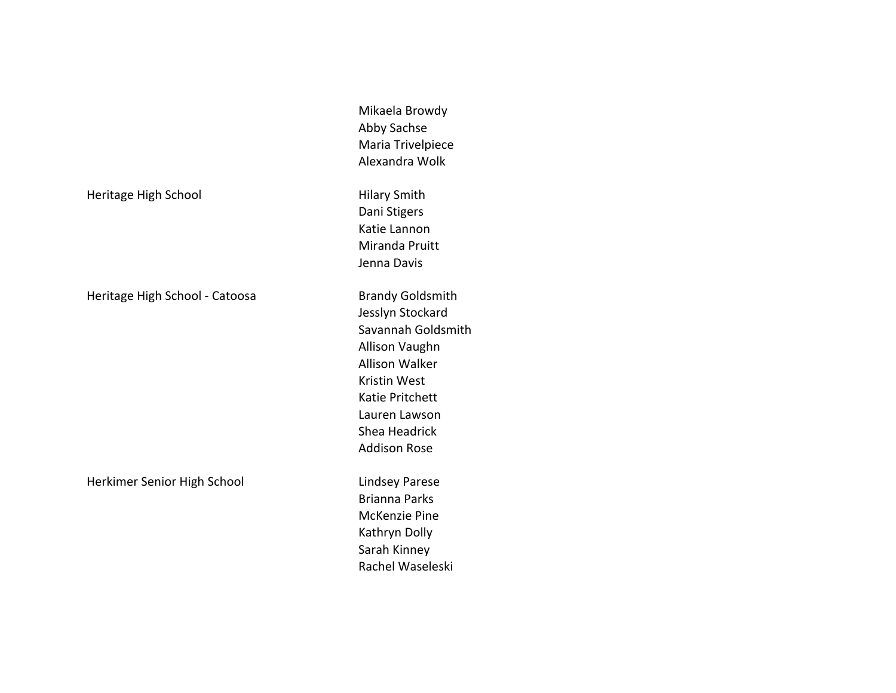| | |
|---|---|
| | Mikaela Browdy |
| | Abby Sachse |
| | Maria Trivelpiece |
| | Alexandra Wolk |
| Heritage High School | Hilary Smith |
| | Dani Stigers |
| | Katie Lannon |
| | Miranda Pruitt |
| | Jenna Davis |
| Heritage High School - Catoosa | Brandy Goldsmith |
| | Jesslyn Stockard |
| | Savannah Goldsmith |
| | Allison Vaughn |
| | Allison Walker |
| | Kristin West |
| | Katie Pritchett |
| | Lauren Lawson |
| | Shea Headrick |
| | Addison Rose |
| Herkimer Senior High School | Lindsey Parese |
| | Brianna Parks |
| | McKenzie Pine |
| | Kathryn Dolly |
| | Sarah Kinney |
| | Rachel Waseleski |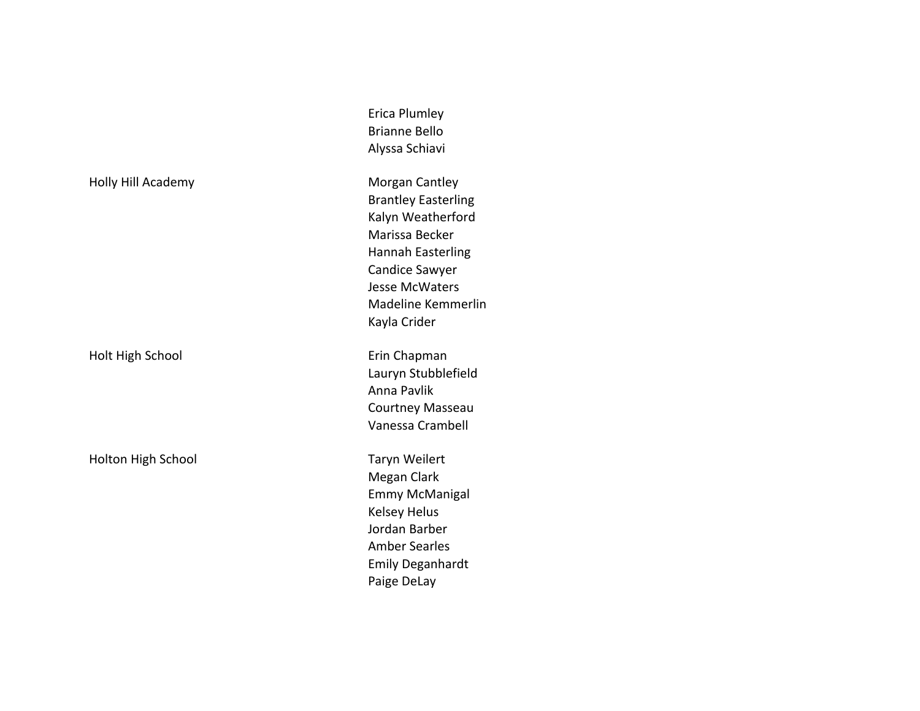| | |
|---|---|
| | Erica Plumley |
| | Brianne Bello |
| | Alyssa Schiavi |
| Holly Hill Academy | Morgan Cantley |
| | Brantley Easterling |
| | Kalyn Weatherford |
| | Marissa Becker |
| | Hannah Easterling |
| | Candice Sawyer |
| | Jesse McWaters |
| | Madeline Kemmerlin |
| | Kayla Crider |
| Holt High School | Erin Chapman |
| | Lauryn Stubblefield |
| | Anna Pavlik |
| | Courtney Masseau |
| | Vanessa Crambell |
| Holton High School | Taryn Weilert |
| | Megan Clark |
| | Emmy McManigal |
| | Kelsey Helus |
| | Jordan Barber |
| | Amber Searles |
| | Emily Deganhardt |
| | Paige DeLay |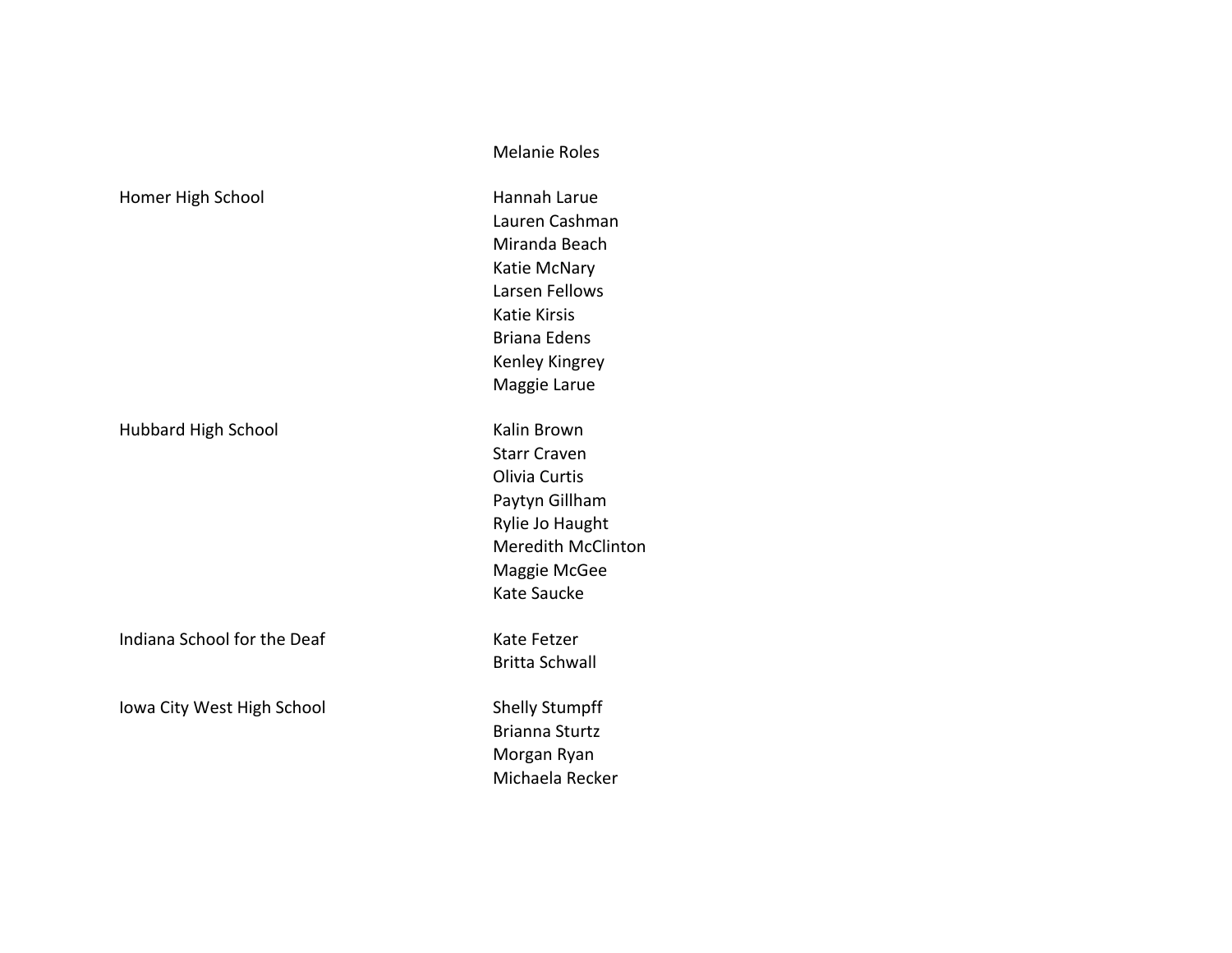| | |
|---|---|
| | Melanie Roles |
| Homer High School | Hannah Larue |
| | Lauren Cashman |
| | Miranda Beach |
| | Katie McNary |
| | Larsen Fellows |
| | Katie Kirsis |
| | Briana Edens |
| | Kenley Kingrey |
| | Maggie Larue |
| Hubbard High School | Kalin Brown |
| | Starr Craven |
| | Olivia Curtis |
| | Paytyn Gillham |
| | Rylie Jo Haught |
| | Meredith McClinton |
| | Maggie McGee |
| | Kate Saucke |
| Indiana School for the Deaf | Kate Fetzer |
| | Britta Schwall |
| Iowa City West High School | Shelly Stumpff |
| | Brianna Sturtz |
| | Morgan Ryan |
| | Michaela Recker |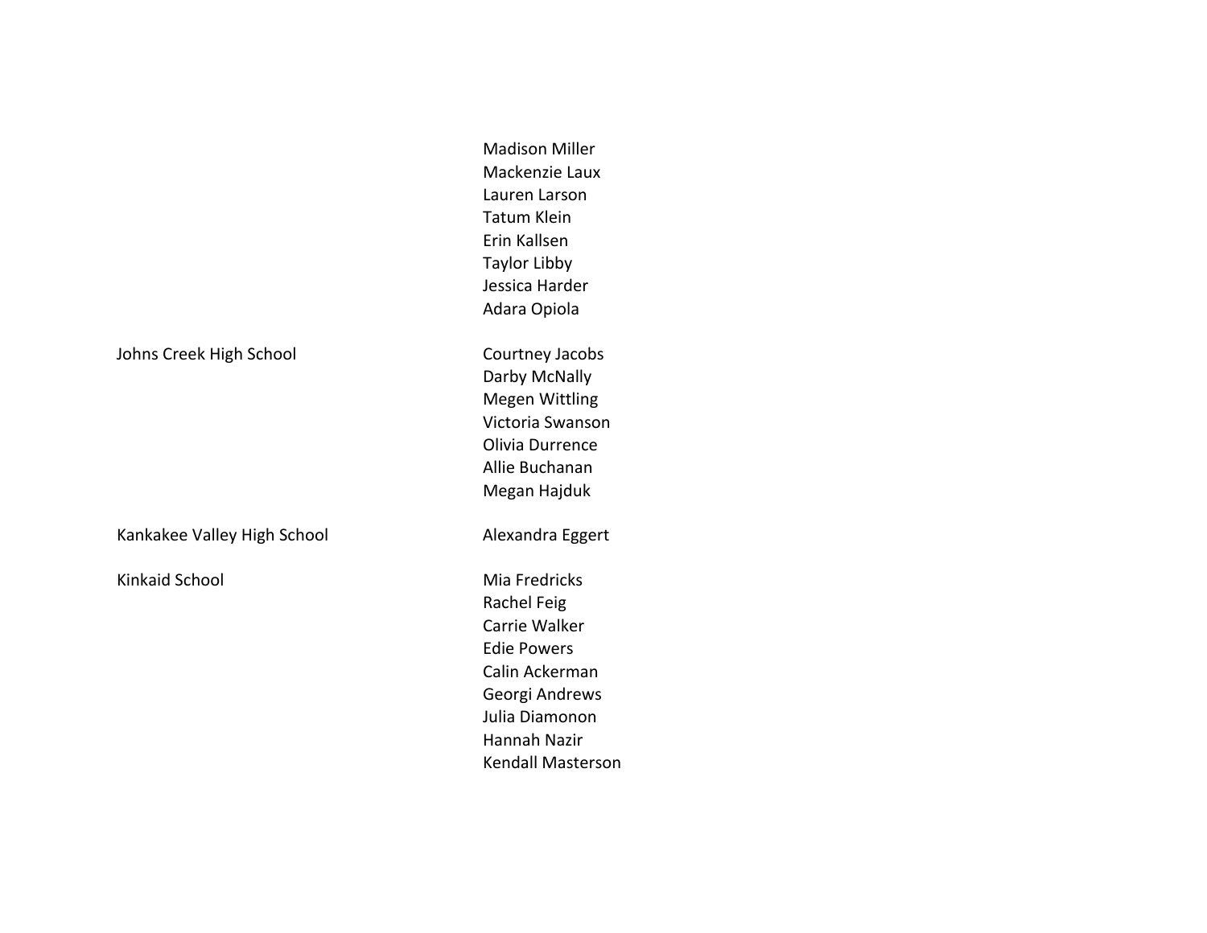| | |
|---|---|
| | Madison Miller |
| | Mackenzie Laux |
| | Lauren Larson |
| | Tatum Klein |
| | Erin Kallsen |
| | Taylor Libby |
| | Jessica Harder |
| | Adara Opiola |
| Johns Creek High School | Courtney Jacobs |
| | Darby McNally |
| | Megen Wittling |
| | Victoria Swanson |
| | Olivia Durrence |
| | Allie Buchanan |
| | Megan Hajduk |
| Kankakee Valley High School | Alexandra Eggert |
| Kinkaid School | Mia Fredricks |
| | Rachel Feig |
| | Carrie Walker |
| | Edie Powers |
| | Calin Ackerman |
| | Georgi Andrews |
| | Julia Diamonon |
| | Hannah Nazir |
| | Kendall Masterson |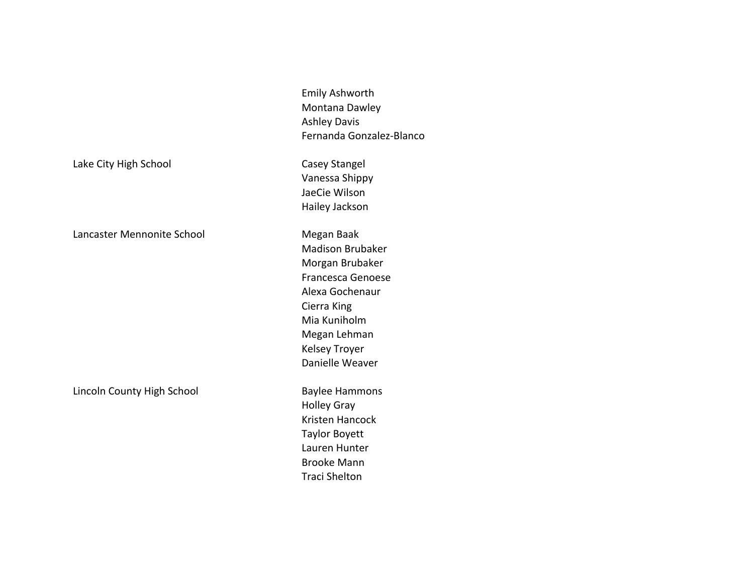| School | Name |
| --- | --- |
| | Emily Ashworth |
| | Montana Dawley |
| | Ashley Davis |
| | Fernanda Gonzalez-Blanco |
| Lake City High School | Casey Stangel |
| | Vanessa Shippy |
| | JaeCie Wilson |
| | Hailey Jackson |
| Lancaster Mennonite School | Megan Baak |
| | Madison Brubaker |
| | Morgan Brubaker |
| | Francesca Genoese |
| | Alexa Gochenaur |
| | Cierra King |
| | Mia Kuniholm |
| | Megan Lehman |
| | Kelsey Troyer |
| | Danielle Weaver |
| Lincoln County High School | Baylee Hammons |
| | Holley Gray |
| | Kristen Hancock |
| | Taylor Boyett |
| | Lauren Hunter |
| | Brooke Mann |
| | Traci Shelton |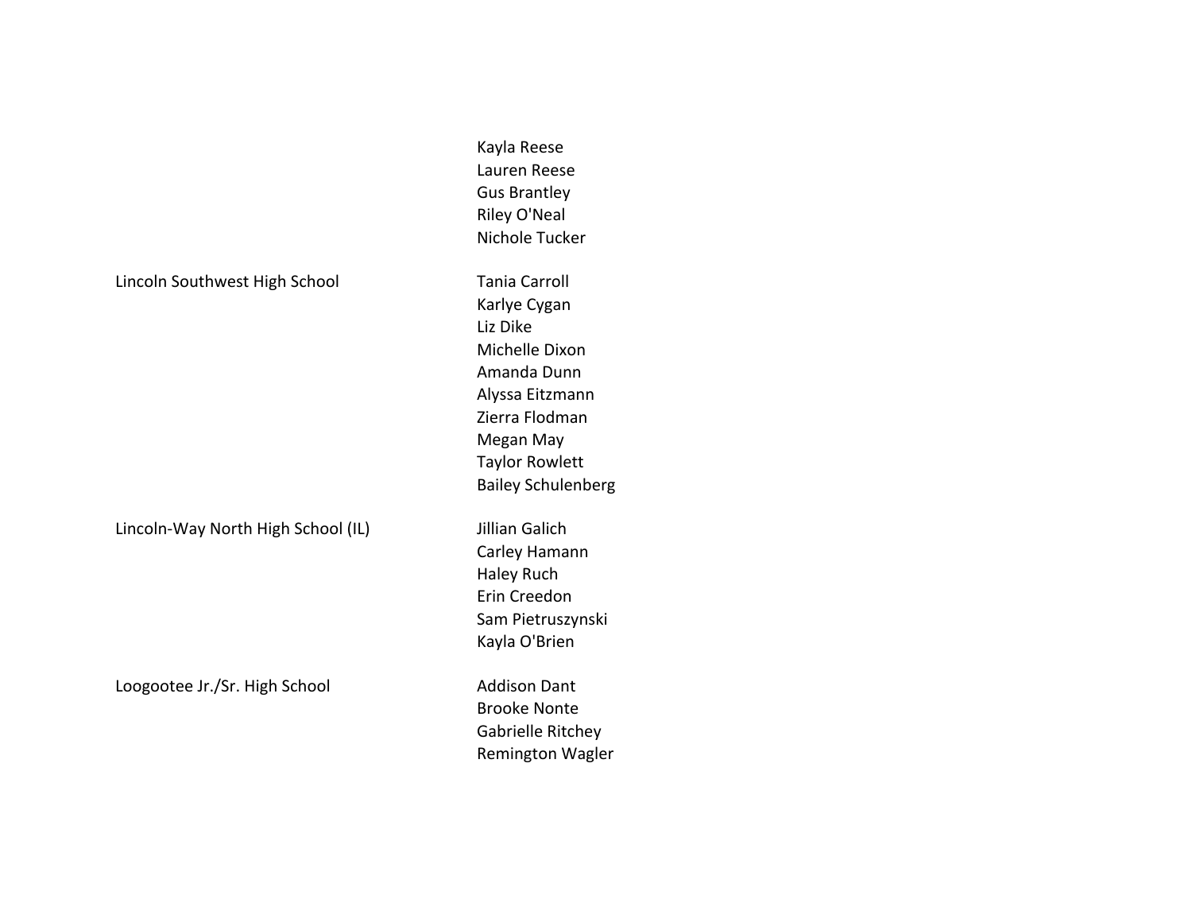| | |
|---|---|
| | Kayla Reese |
| | Lauren Reese |
| | Gus Brantley |
| | Riley O'Neal |
| | Nichole Tucker |
| Lincoln Southwest High School | Tania Carroll |
| | Karlye Cygan |
| | Liz Dike |
| | Michelle Dixon |
| | Amanda Dunn |
| | Alyssa Eitzmann |
| | Zierra Flodman |
| | Megan May |
| | Taylor Rowlett |
| | Bailey Schulenberg |
| Lincoln-Way North High School (IL) | Jillian Galich |
| | Carley Hamann |
| | Haley Ruch |
| | Erin Creedon |
| | Sam Pietruszynski |
| | Kayla O'Brien |
| Loogootee Jr./Sr. High School | Addison Dant |
| | Brooke Nonte |
| | Gabrielle Ritchey |
| | Remington Wagler |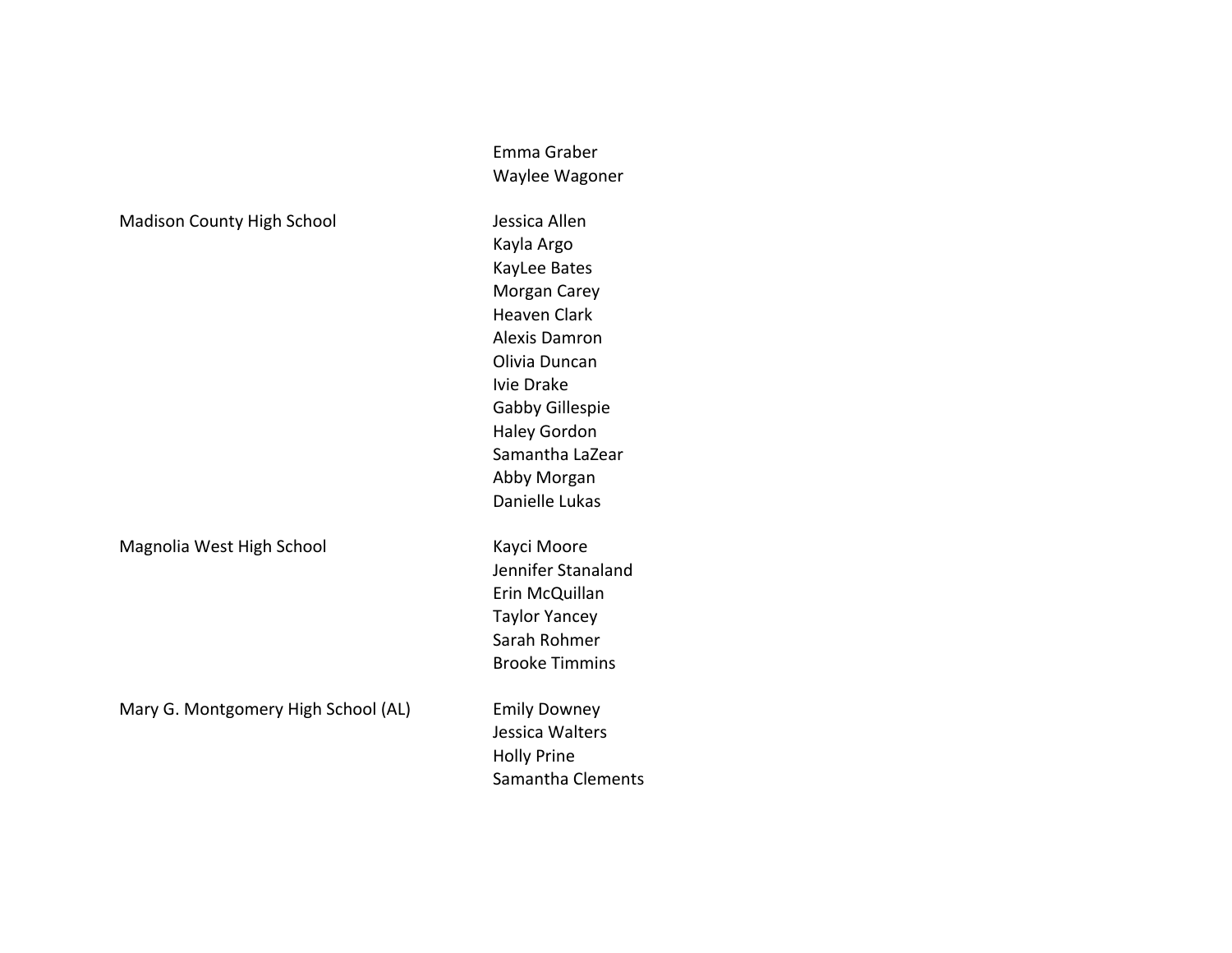| | |
|---|---|
| | Emma Graber<br>Waylee Wagoner |
| Madison County High School | Jessica Allen<br>Kayla Argo<br>KayLee Bates<br>Morgan Carey<br>Heaven Clark<br>Alexis Damron<br>Olivia Duncan<br>Ivie Drake<br>Gabby Gillespie<br>Haley Gordon<br>Samantha LaZear<br>Abby Morgan<br>Danielle Lukas |
| Magnolia West High School | Kayci Moore<br>Jennifer Stanaland<br>Erin McQuillan<br>Taylor Yancey<br>Sarah Rohmer<br>Brooke Timmins |
| Mary G. Montgomery High School (AL) | Emily Downey<br>Jessica Walters<br>Holly Prine<br>Samantha Clements |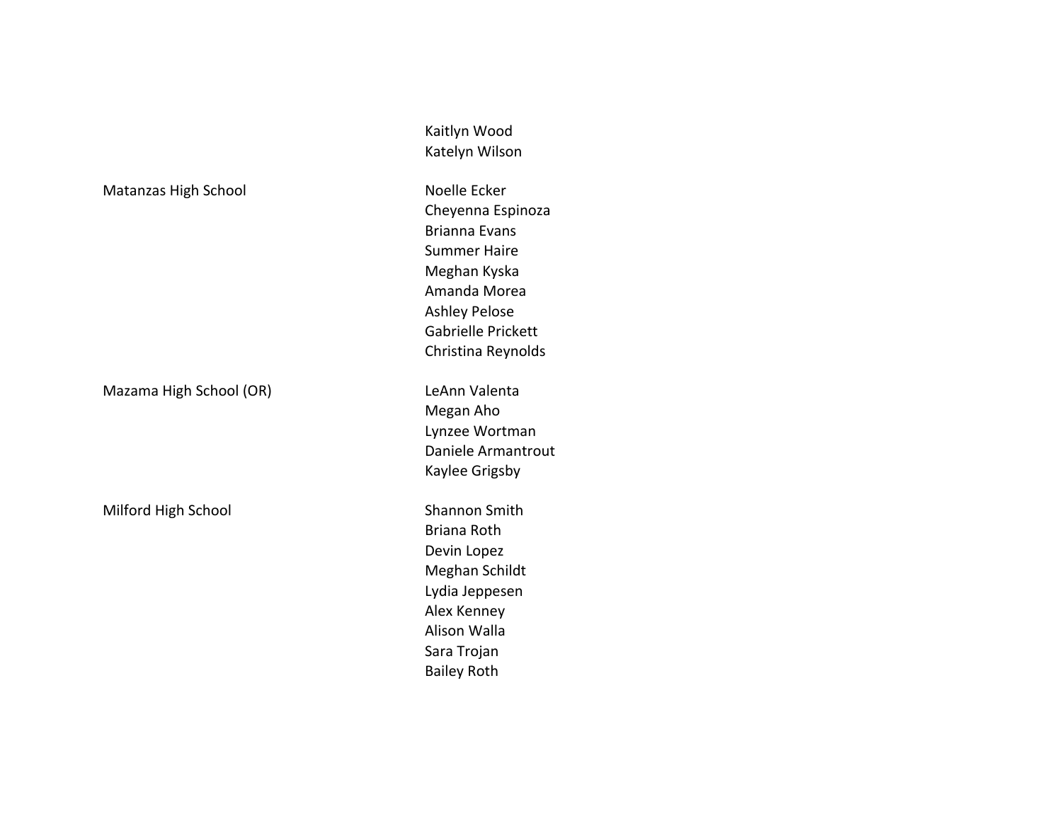| | |
|---|---|
| | Kaitlyn Wood |
| | Katelyn Wilson |
| Matanzas High School | Noelle Ecker |
| | Cheyenna Espinoza |
| | Brianna Evans |
| | Summer Haire |
| | Meghan Kyska |
| | Amanda Morea |
| | Ashley Pelose |
| | Gabrielle Prickett |
| | Christina Reynolds |
| Mazama High School (OR) | LeAnn Valenta |
| | Megan Aho |
| | Lynzee Wortman |
| | Daniele Armantrout |
| | Kaylee Grigsby |
| Milford High School | Shannon Smith |
| | Briana Roth |
| | Devin Lopez |
| | Meghan Schildt |
| | Lydia Jeppesen |
| | Alex Kenney |
| | Alison Walla |
| | Sara Trojan |
| | Bailey Roth |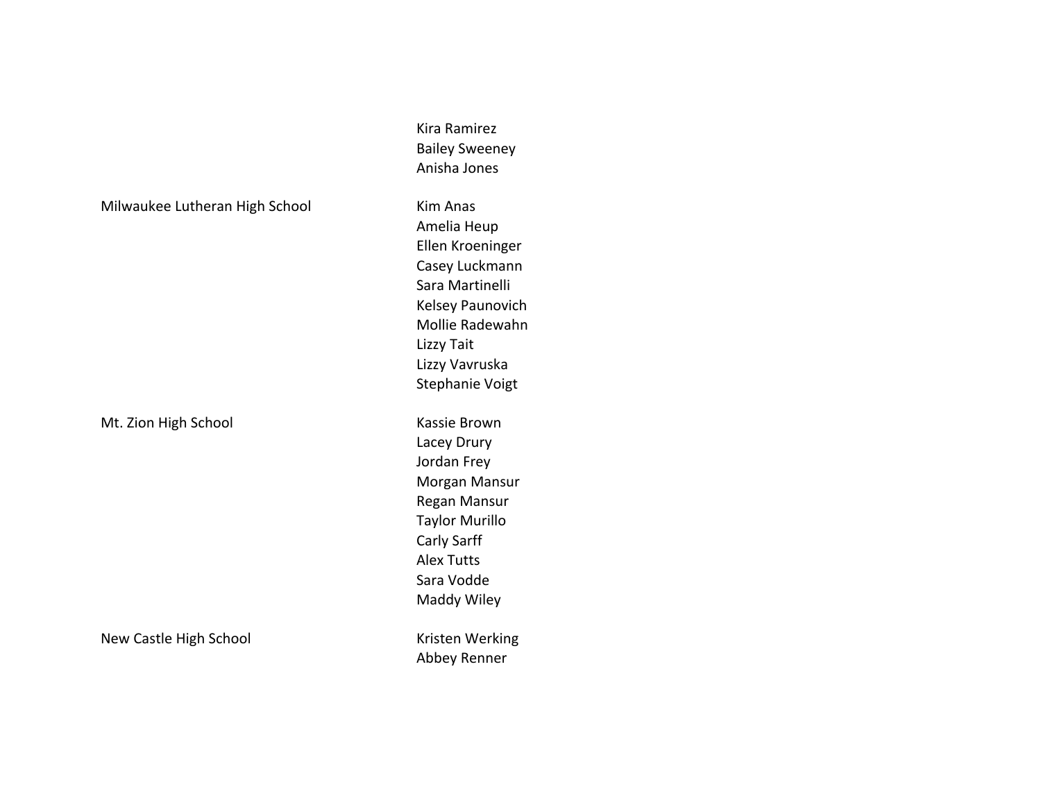| School | Name |
|---|---|
| | Kira Ramirez |
| | Bailey Sweeney |
| | Anisha Jones |
| Milwaukee Lutheran High School | Kim Anas |
| | Amelia Heup |
| | Ellen Kroeninger |
| | Casey Luckmann |
| | Sara Martinelli |
| | Kelsey Paunovich |
| | Mollie Radewahn |
| | Lizzy Tait |
| | Lizzy Vavruska |
| | Stephanie Voigt |
| Mt. Zion High School | Kassie Brown |
| | Lacey Drury |
| | Jordan Frey |
| | Morgan Mansur |
| | Regan Mansur |
| | Taylor Murillo |
| | Carly Sarff |
| | Alex Tutts |
| | Sara Vodde |
| | Maddy Wiley |
| New Castle High School | Kristen Werking |
| | Abbey Renner |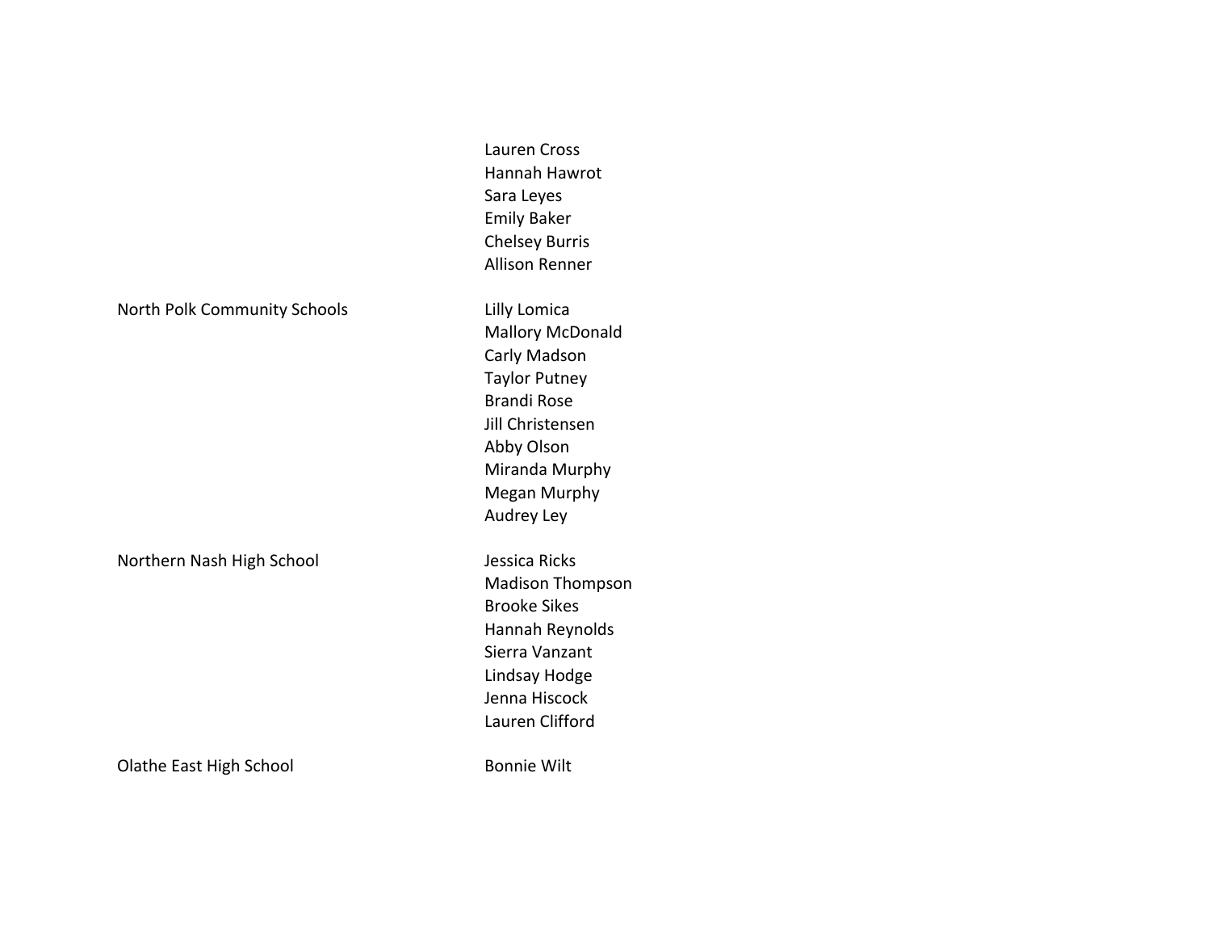| | |
|---|---|
| | Lauren Cross |
| | Hannah Hawrot |
| | Sara Leyes |
| | Emily Baker |
| | Chelsey Burris |
| | Allison Renner |
| North Polk Community Schools | Lilly Lomica |
| | Mallory McDonald |
| | Carly Madson |
| | Taylor Putney |
| | Brandi Rose |
| | Jill Christensen |
| | Abby Olson |
| | Miranda Murphy |
| | Megan Murphy |
| | Audrey Ley |
| Northern Nash High School | Jessica Ricks |
| | Madison Thompson |
| | Brooke Sikes |
| | Hannah Reynolds |
| | Sierra Vanzant |
| | Lindsay Hodge |
| | Jenna Hiscock |
| | Lauren Clifford |
| Olathe East High School | Bonnie Wilt |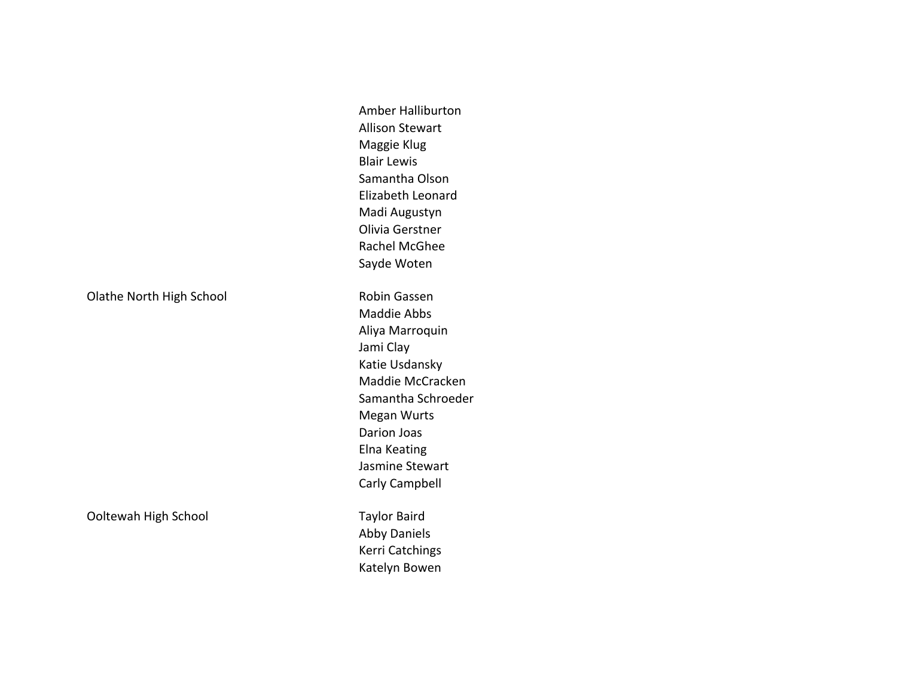| School | Name |
| --- | --- |
| | Amber Halliburton |
| | Allison Stewart |
| | Maggie Klug |
| | Blair Lewis |
| | Samantha Olson |
| | Elizabeth Leonard |
| | Madi Augustyn |
| | Olivia Gerstner |
| | Rachel McGhee |
| | Sayde Woten |
| Olathe North High School | Robin Gassen |
| | Maddie Abbs |
| | Aliya Marroquin |
| | Jami Clay |
| | Katie Usdansky |
| | Maddie McCracken |
| | Samantha Schroeder |
| | Megan Wurts |
| | Darion Joas |
| | Elna Keating |
| | Jasmine Stewart |
| | Carly Campbell |
| Ooltewah High School | Taylor Baird |
| | Abby Daniels |
| | Kerri Catchings |
| | Katelyn Bowen |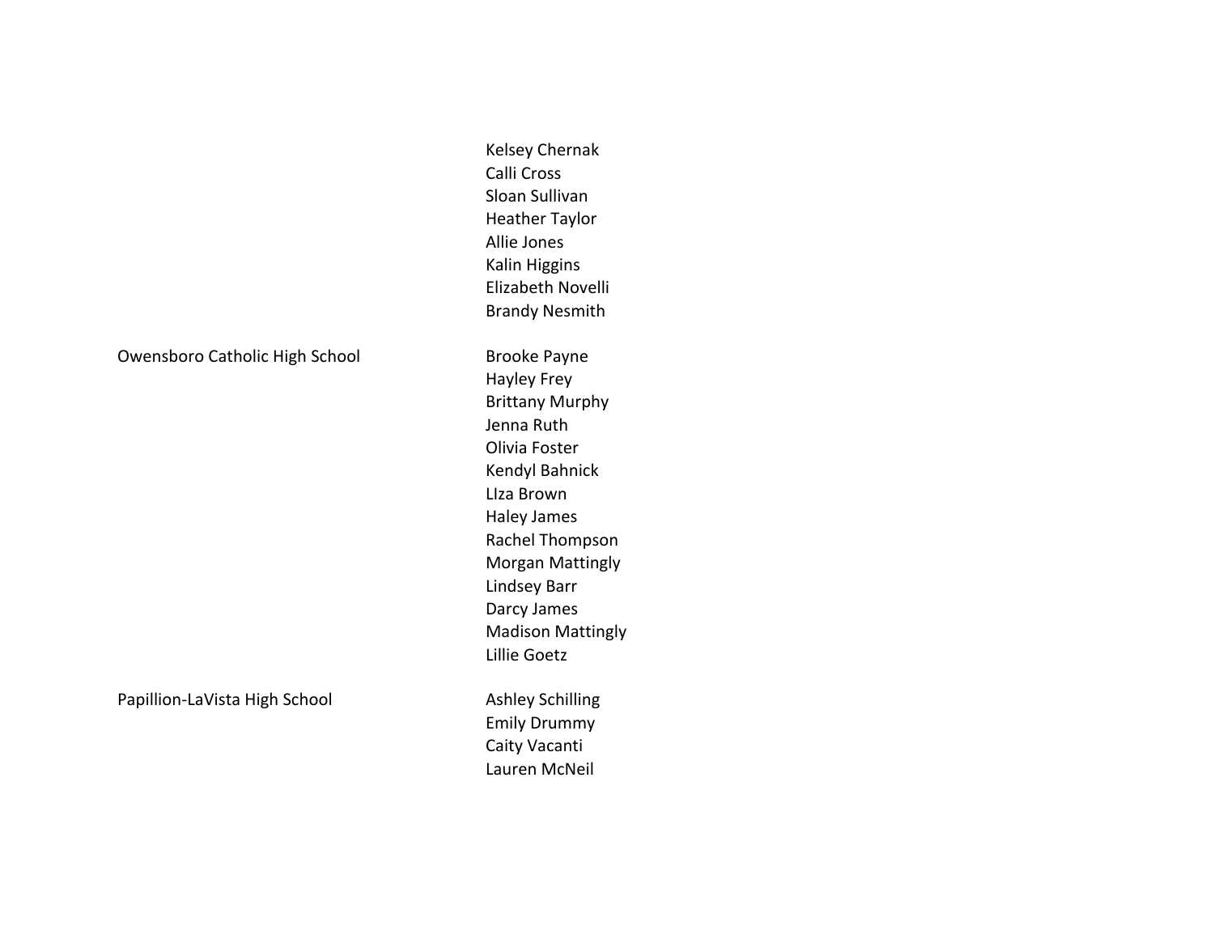| School | Name |
|---|---|
| | Kelsey Chernak |
| | Calli Cross |
| | Sloan Sullivan |
| | Heather Taylor |
| | Allie Jones |
| | Kalin Higgins |
| | Elizabeth Novelli |
| | Brandy Nesmith |
| Owensboro Catholic High School | Brooke Payne |
| | Hayley Frey |
| | Brittany Murphy |
| | Jenna Ruth |
| | Olivia Foster |
| | Kendyl Bahnick |
| | LIza Brown |
| | Haley James |
| | Rachel Thompson |
| | Morgan Mattingly |
| | Lindsey Barr |
| | Darcy James |
| | Madison Mattingly |
| | Lillie Goetz |
| Papillion-LaVista High School | Ashley Schilling |
| | Emily Drummy |
| | Caity Vacanti |
| | Lauren McNeil |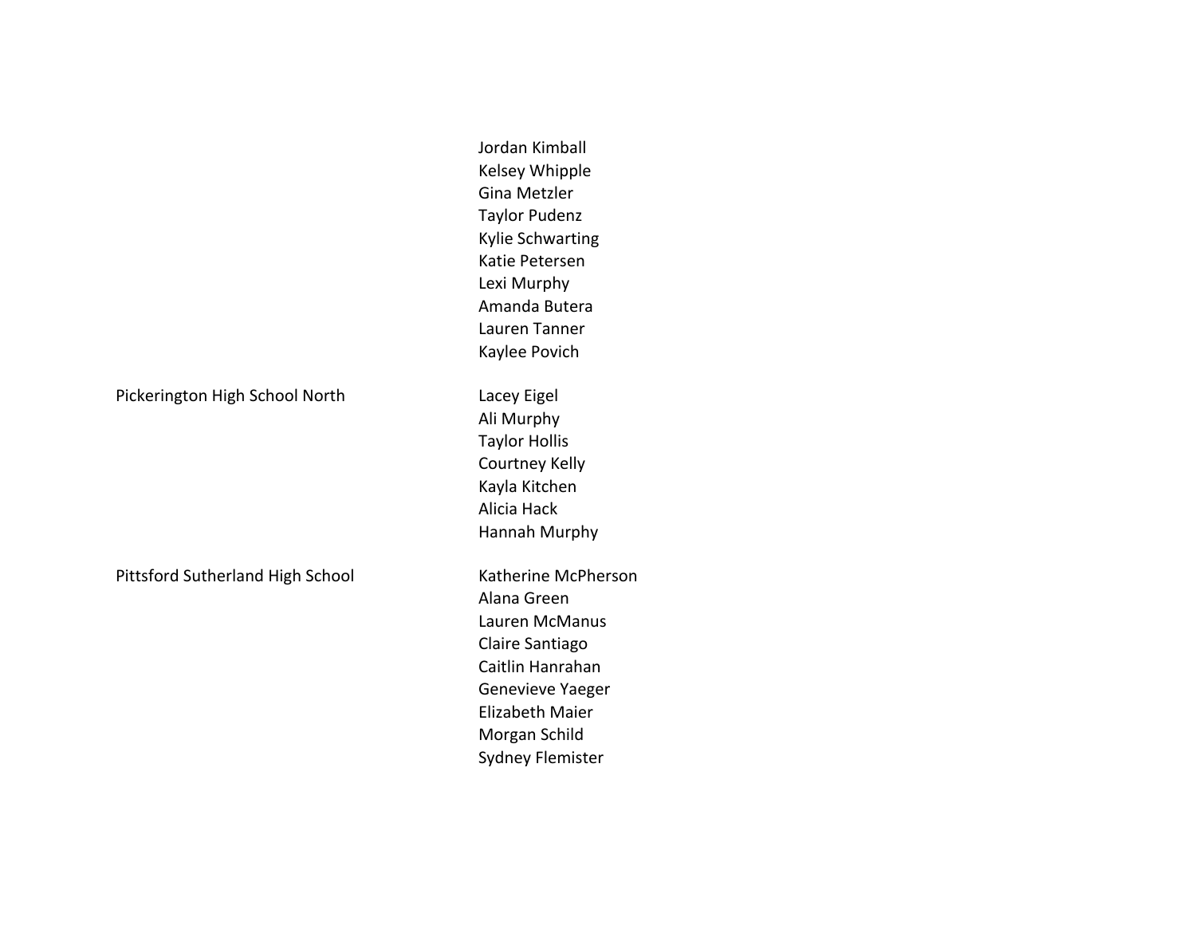| | |
|---|---|
| | Jordan Kimball |
| | Kelsey Whipple |
| | Gina Metzler |
| | Taylor Pudenz |
| | Kylie Schwarting |
| | Katie Petersen |
| | Lexi Murphy |
| | Amanda Butera |
| | Lauren Tanner |
| | Kaylee Povich |
| Pickerington High School North | Lacey Eigel |
| | Ali Murphy |
| | Taylor Hollis |
| | Courtney Kelly |
| | Kayla Kitchen |
| | Alicia Hack |
| | Hannah Murphy |
| Pittsford Sutherland High School | Katherine McPherson |
| | Alana Green |
| | Lauren McManus |
| | Claire Santiago |
| | Caitlin Hanrahan |
| | Genevieve Yaeger |
| | Elizabeth Maier |
| | Morgan Schild |
| | Sydney Flemister |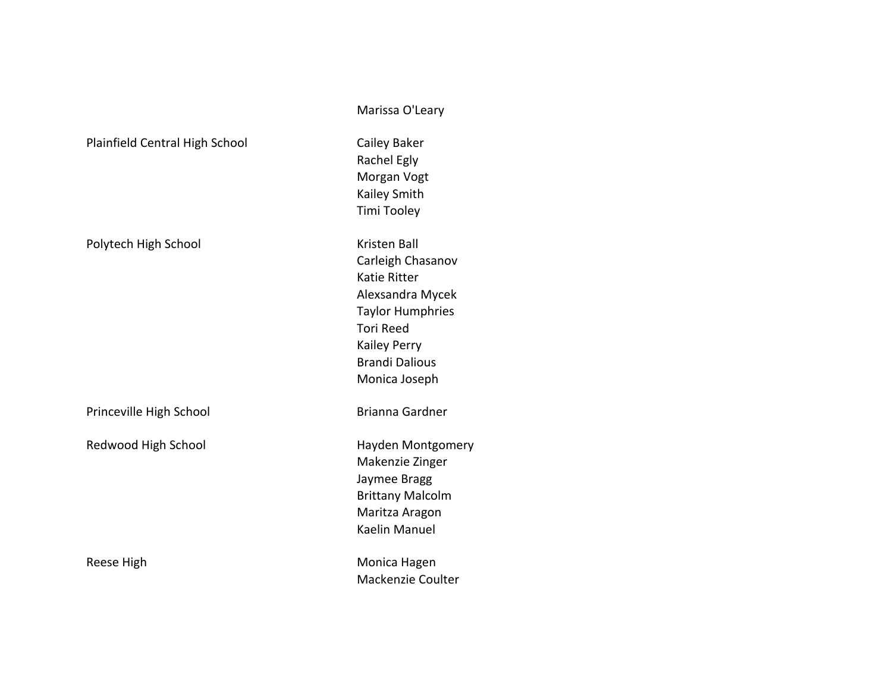| | |
|---|---|
| | Marissa O'Leary |
| Plainfield Central High School | Cailey Baker |
| | Rachel Egly |
| | Morgan Vogt |
| | Kailey Smith |
| | Timi Tooley |
| Polytech High School | Kristen Ball |
| | Carleigh Chasanov |
| | Katie Ritter |
| | Alexsandra Mycek |
| | Taylor Humphries |
| | Tori Reed |
| | Kailey Perry |
| | Brandi Dalious |
| | Monica Joseph |
| Princeville High School | Brianna Gardner |
| Redwood High School | Hayden Montgomery |
| | Makenzie Zinger |
| | Jaymee Bragg |
| | Brittany Malcolm |
| | Maritza Aragon |
| | Kaelin Manuel |
| Reese High | Monica Hagen |
| | Mackenzie Coulter |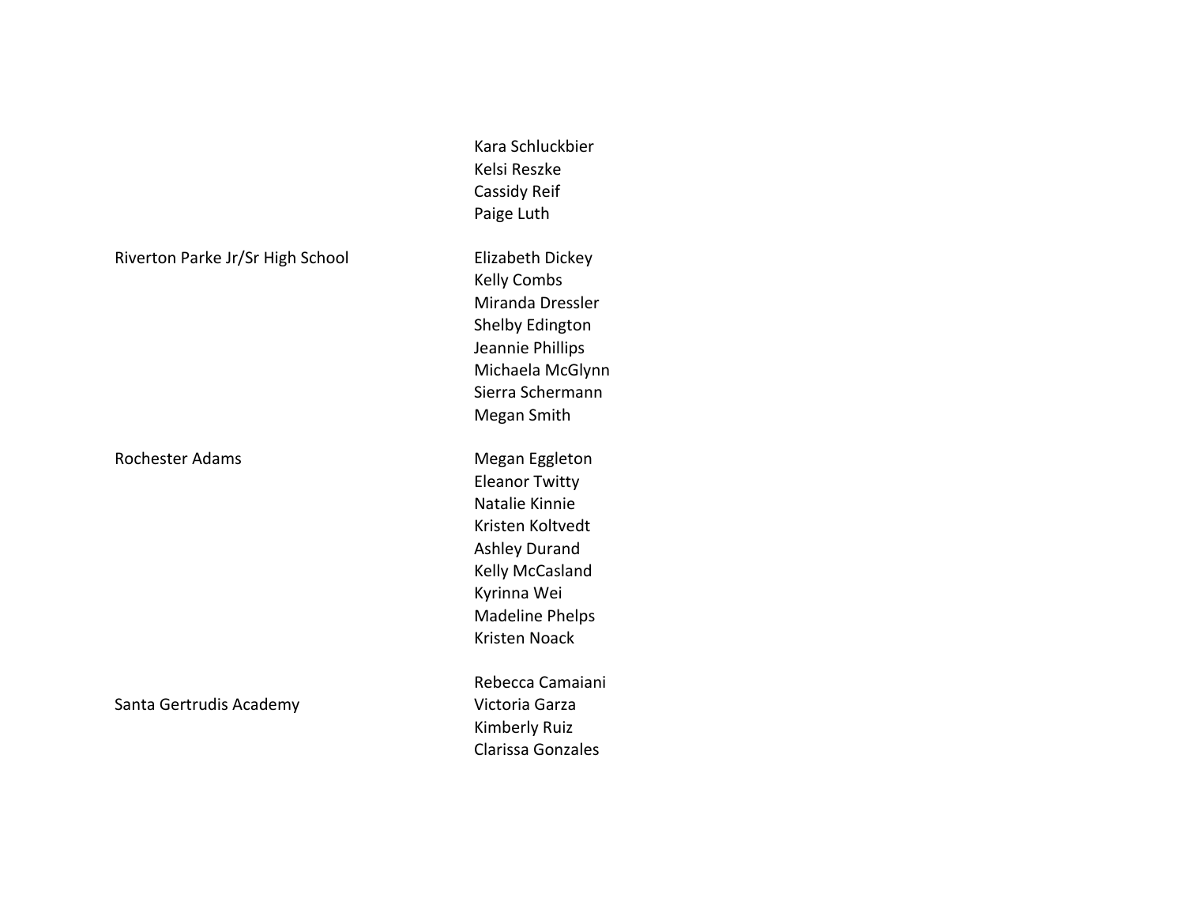| School | Name |
| --- | --- |
| | Kara Schluckbier |
| | Kelsi Reszke |
| | Cassidy Reif |
| | Paige Luth |
| Riverton Parke Jr/Sr High School | Elizabeth Dickey |
| | Kelly Combs |
| | Miranda Dressler |
| | Shelby Edington |
| | Jeannie Phillips |
| | Michaela McGlynn |
| | Sierra Schermann |
| | Megan Smith |
| Rochester Adams | Megan Eggleton |
| | Eleanor Twitty |
| | Natalie Kinnie |
| | Kristen Koltvedt |
| | Ashley Durand |
| | Kelly McCasland |
| | Kyrinna Wei |
| | Madeline Phelps |
| | Kristen Noack |
| | Rebecca Camaiani |
| Santa Gertrudis Academy | Victoria Garza |
| | Kimberly Ruiz |
| | Clarissa Gonzales |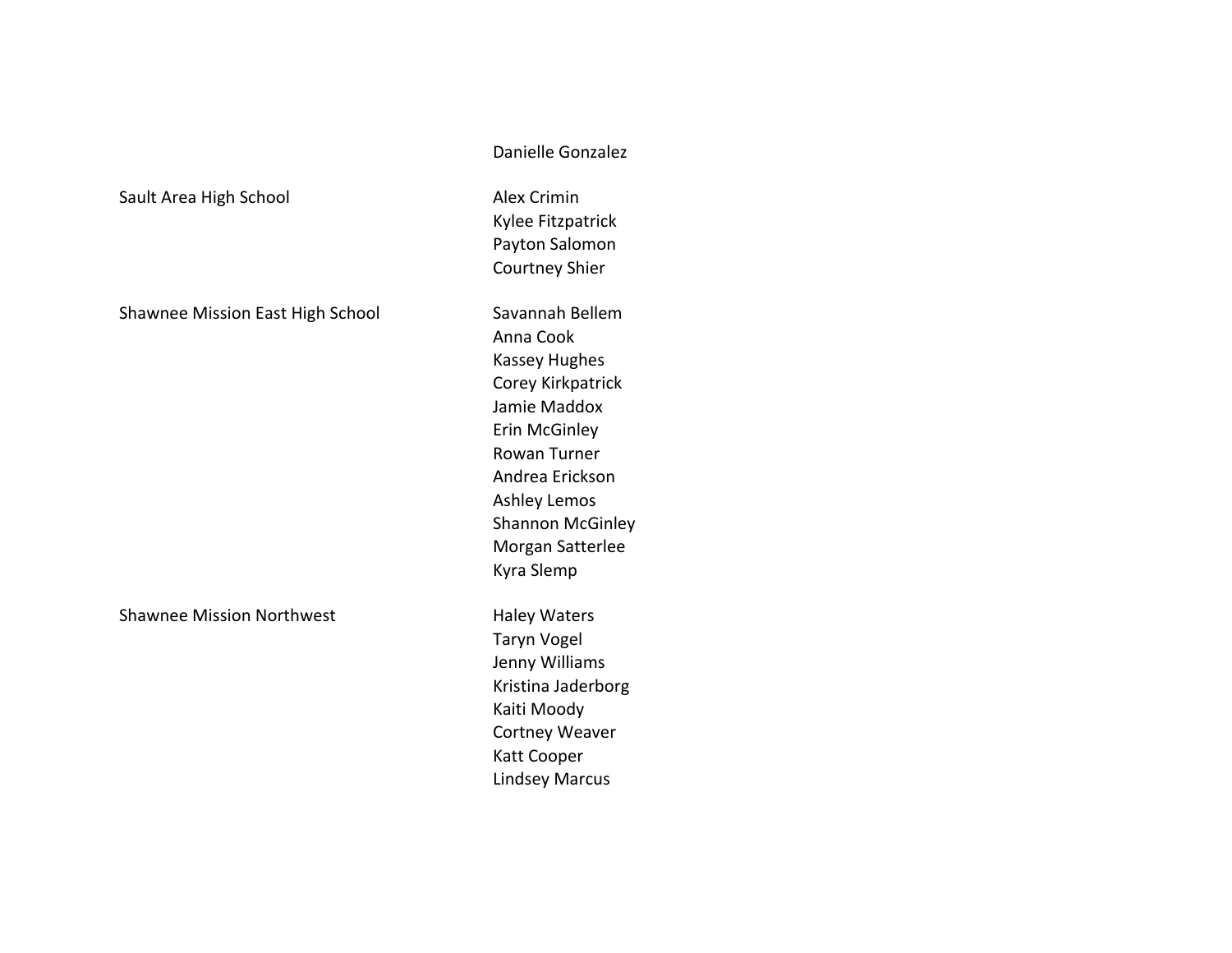| | |
|---|---|
| | Danielle Gonzalez |
| Sault Area High School | Alex Crimin |
| | Kylee Fitzpatrick |
| | Payton Salomon |
| | Courtney Shier |
| Shawnee Mission East High School | Savannah Bellem |
| | Anna Cook |
| | Kassey Hughes |
| | Corey Kirkpatrick |
| | Jamie Maddox |
| | Erin McGinley |
| | Rowan Turner |
| | Andrea Erickson |
| | Ashley Lemos |
| | Shannon McGinley |
| | Morgan Satterlee |
| | Kyra Slemp |
| Shawnee Mission Northwest | Haley Waters |
| | Taryn Vogel |
| | Jenny Williams |
| | Kristina Jaderborg |
| | Kaiti Moody |
| | Cortney Weaver |
| | Katt Cooper |
| | Lindsey Marcus |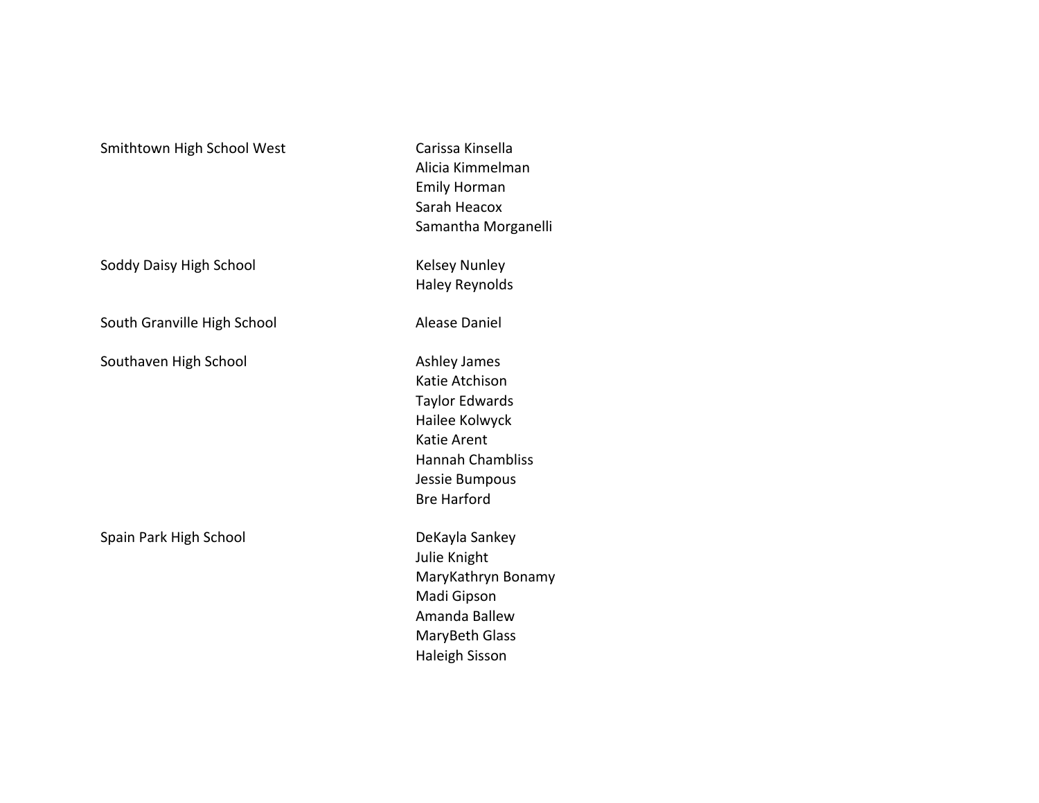| | |
|---|---|
| Smithtown High School West | Carissa Kinsella |
| | Alicia Kimmelman |
| | Emily Horman |
| | Sarah Heacox |
| | Samantha Morganelli |
| Soddy Daisy High School | Kelsey Nunley |
| | Haley Reynolds |
| South Granville High School | Alease Daniel |
| Southaven High School | Ashley James |
| | Katie Atchison |
| | Taylor Edwards |
| | Hailee Kolwyck |
| | Katie Arent |
| | Hannah Chambliss |
| | Jessie Bumpous |
| | Bre Harford |
| Spain Park High School | DeKayla Sankey |
| | Julie Knight |
| | MaryKathryn Bonamy |
| | Madi Gipson |
| | Amanda Ballew |
| | MaryBeth Glass |
| | Haleigh Sisson |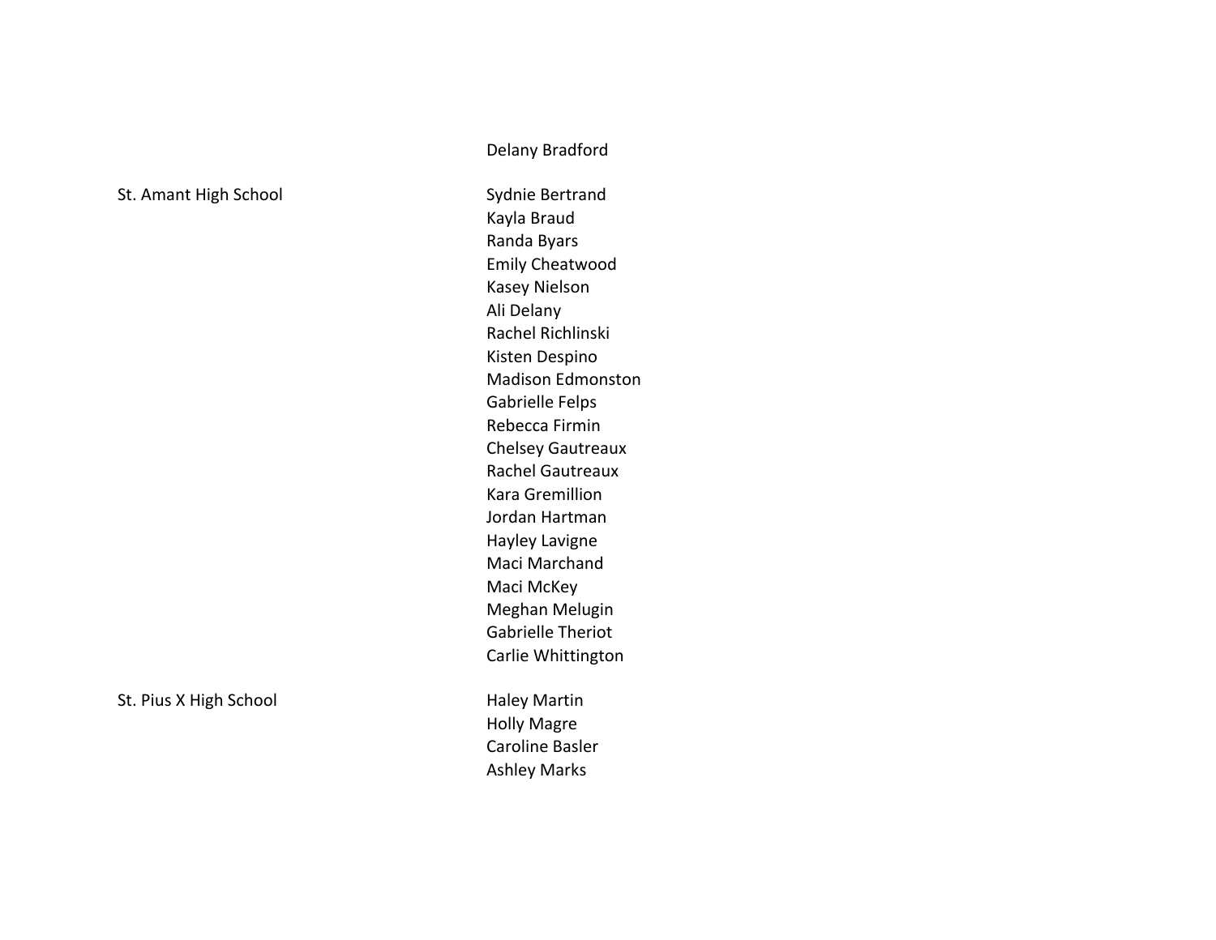| | |
|---|---|
| | Delany Bradford |
| St. Amant High School | Sydnie Bertrand |
| | Kayla Braud |
| | Randa Byars |
| | Emily Cheatwood |
| | Kasey Nielson |
| | Ali Delany |
| | Rachel Richlinski |
| | Kisten Despino |
| | Madison Edmonston |
| | Gabrielle Felps |
| | Rebecca Firmin |
| | Chelsey Gautreaux |
| | Rachel Gautreaux |
| | Kara Gremillion |
| | Jordan Hartman |
| | Hayley Lavigne |
| | Maci Marchand |
| | Maci McKey |
| | Meghan Melugin |
| | Gabrielle Theriot |
| | Carlie Whittington |
| St. Pius X High School | Haley Martin |
| | Holly Magre |
| | Caroline Basler |
| | Ashley Marks |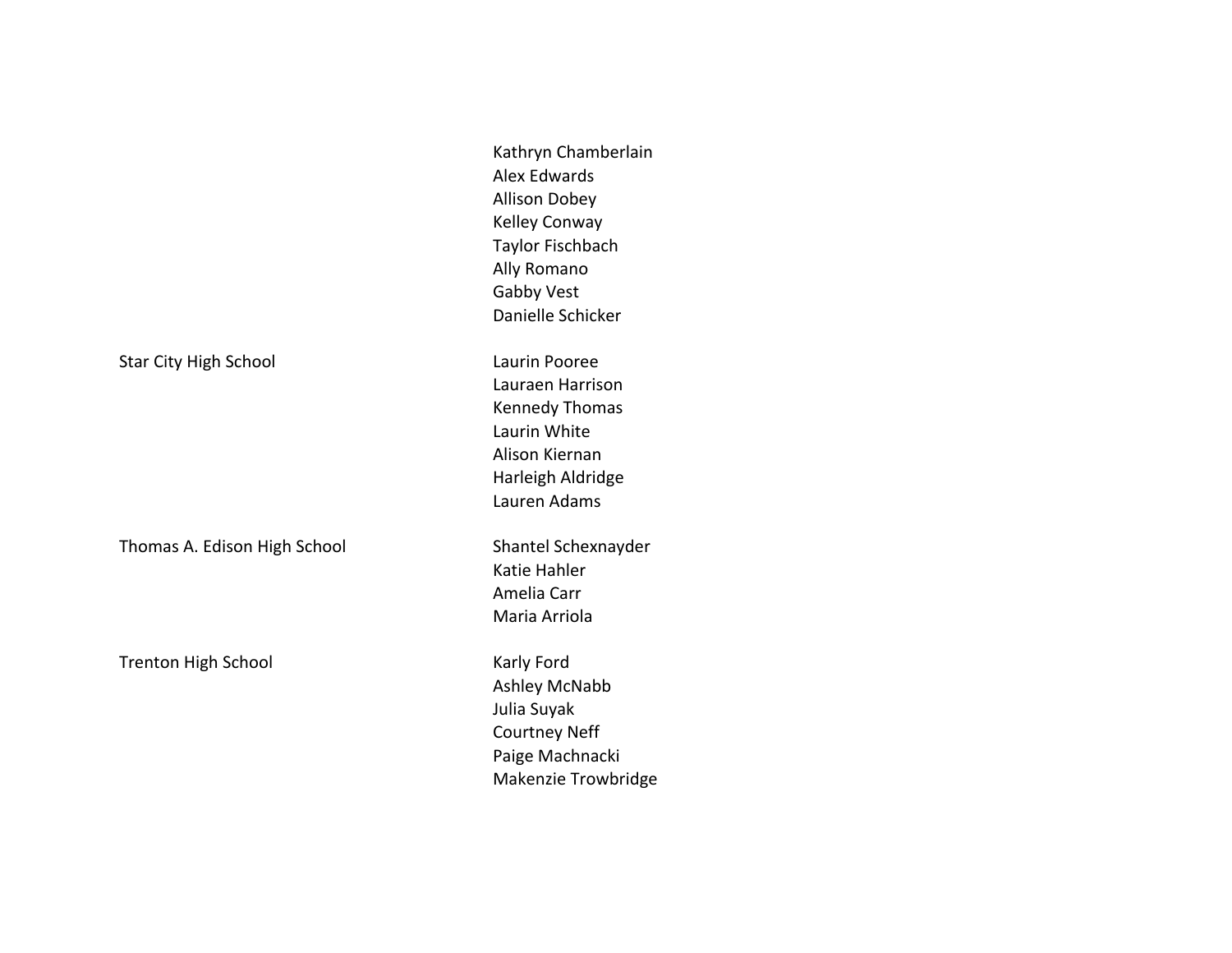| | |
|---|---|
| | Kathryn Chamberlain |
| | Alex Edwards |
| | Allison Dobey |
| | Kelley Conway |
| | Taylor Fischbach |
| | Ally Romano |
| | Gabby Vest |
| | Danielle Schicker |
| Star City High School | Laurin Pooree |
| | Lauraen Harrison |
| | Kennedy Thomas |
| | Laurin White |
| | Alison Kiernan |
| | Harleigh Aldridge |
| | Lauren Adams |
| Thomas A. Edison High School | Shantel Schexnayder |
| | Katie Hahler |
| | Amelia Carr |
| | Maria Arriola |
| Trenton High School | Karly Ford |
| | Ashley McNabb |
| | Julia Suyak |
| | Courtney Neff |
| | Paige Machnacki |
| | Makenzie Trowbridge |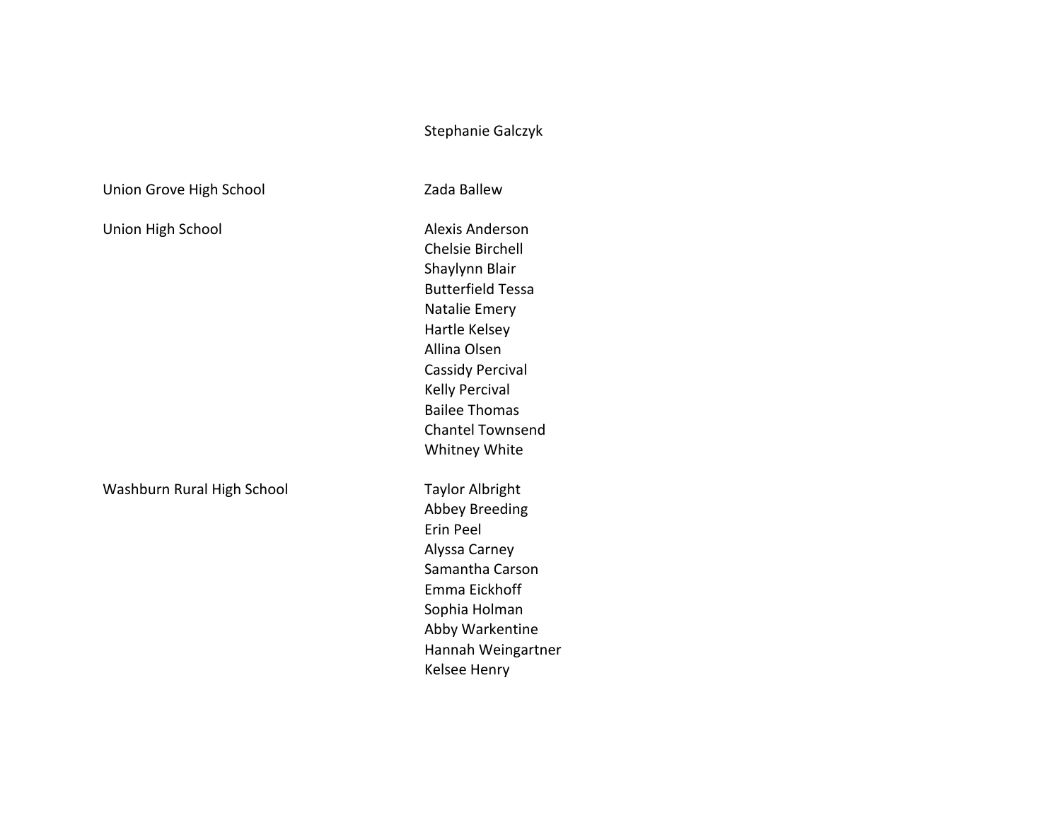| | |
|---|---|
| | Stephanie Galczyk |
| Union Grove High School | Zada Ballew |
| Union High School | Alexis Anderson |
| | Chelsie Birchell |
| | Shaylynn Blair |
| | Butterfield Tessa |
| | Natalie Emery |
| | Hartle Kelsey |
| | Allina Olsen |
| | Cassidy Percival |
| | Kelly Percival |
| | Bailee Thomas |
| | Chantel Townsend |
| | Whitney White |
| Washburn Rural High School | Taylor Albright |
| | Abbey Breeding |
| | Erin Peel |
| | Alyssa Carney |
| | Samantha Carson |
| | Emma Eickhoff |
| | Sophia Holman |
| | Abby Warkentine |
| | Hannah Weingartner |
| | Kelsee Henry |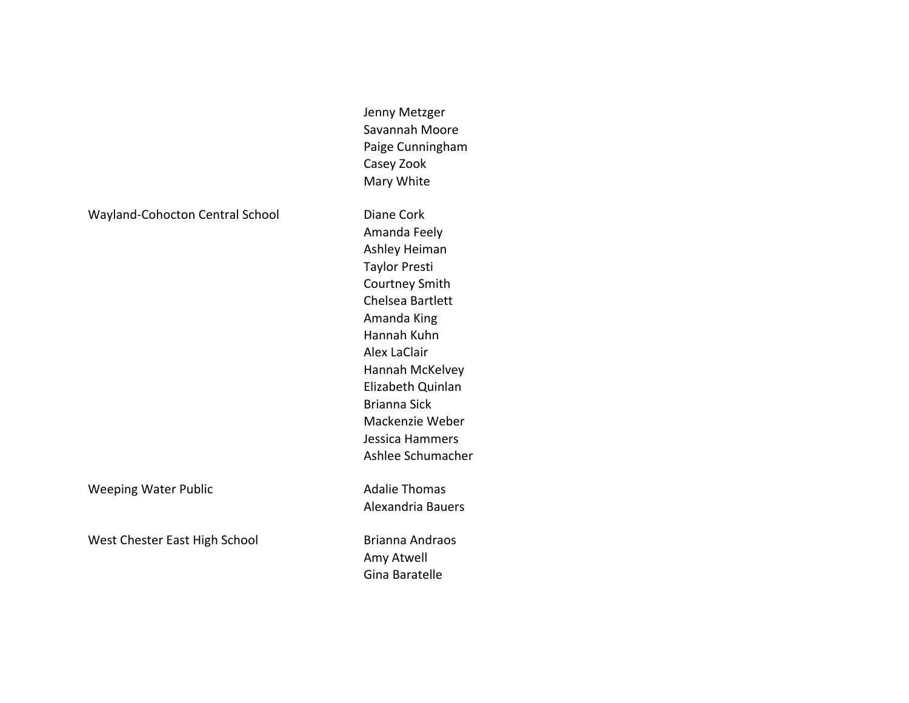| | |
|---|---|
| | Jenny Metzger |
| | Savannah Moore |
| | Paige Cunningham |
| | Casey Zook |
| | Mary White |
| Wayland-Cohocton Central School | Diane Cork |
| | Amanda Feely |
| | Ashley Heiman |
| | Taylor Presti |
| | Courtney Smith |
| | Chelsea Bartlett |
| | Amanda King |
| | Hannah Kuhn |
| | Alex LaClair |
| | Hannah McKelvey |
| | Elizabeth Quinlan |
| | Brianna Sick |
| | Mackenzie Weber |
| | Jessica Hammers |
| | Ashlee Schumacher |
| Weeping Water Public | Adalie Thomas |
| | Alexandria Bauers |
| West Chester East High School | Brianna Andraos |
| | Amy Atwell |
| | Gina Baratelle |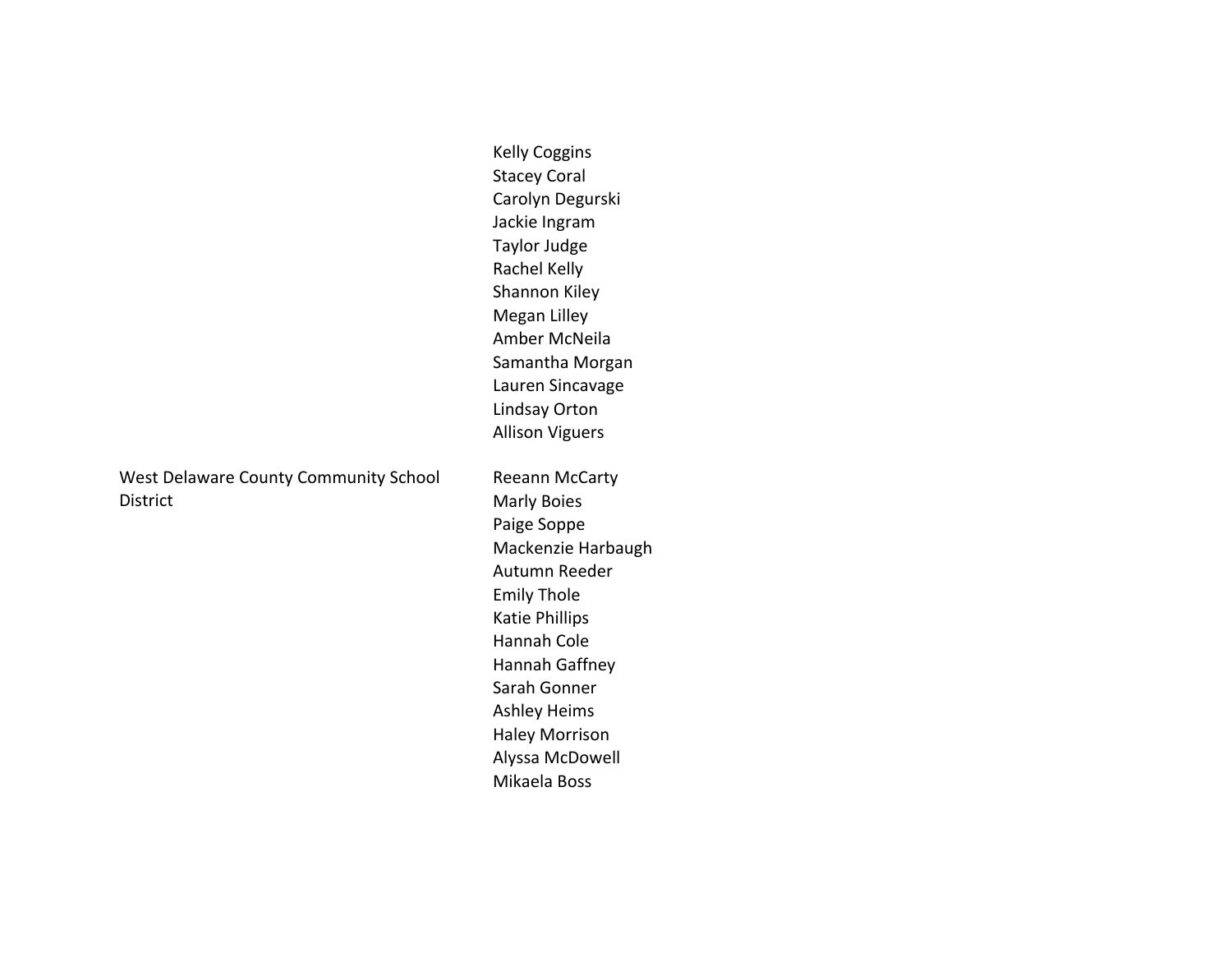| | |
|---|---|
| | Kelly Coggins<br>Stacey Coral<br>Carolyn Degurski<br>Jackie Ingram<br>Taylor Judge<br>Rachel Kelly<br>Shannon Kiley<br>Megan Lilley<br>Amber McNeila<br>Samantha Morgan<br>Lauren Sincavage<br>Lindsay Orton<br>Allison Viguers |
| West Delaware County Community School District | Reeann McCarty<br>Marly Boies<br>Paige Soppe<br>Mackenzie Harbaugh<br>Autumn Reeder<br>Emily Thole<br>Katie Phillips<br>Hannah Cole<br>Hannah Gaffney<br>Sarah Gonner<br>Ashley Heims<br>Haley Morrison<br>Alyssa McDowell<br>Mikaela Boss |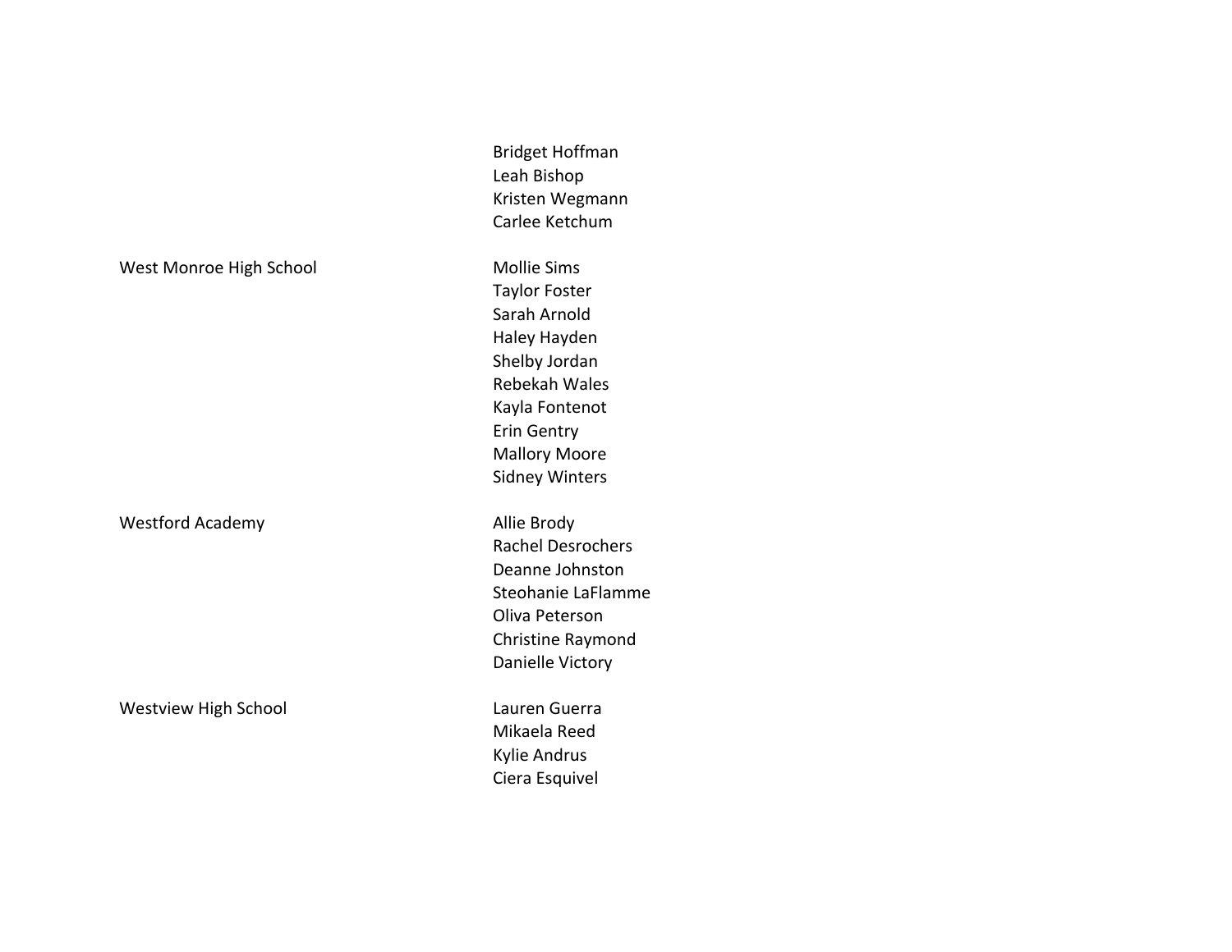| | |
|---|---|
| | Bridget Hoffman |
| | Leah Bishop |
| | Kristen Wegmann |
| | Carlee Ketchum |
| West Monroe High School | Mollie Sims |
| | Taylor Foster |
| | Sarah Arnold |
| | Haley Hayden |
| | Shelby Jordan |
| | Rebekah Wales |
| | Kayla Fontenot |
| | Erin Gentry |
| | Mallory Moore |
| | Sidney Winters |
| Westford Academy | Allie Brody |
| | Rachel Desrochers |
| | Deanne Johnston |
| | Steohanie LaFlamme |
| | Oliva Peterson |
| | Christine Raymond |
| | Danielle Victory |
| Westview High School | Lauren Guerra |
| | Mikaela Reed |
| | Kylie Andrus |
| | Ciera Esquivel |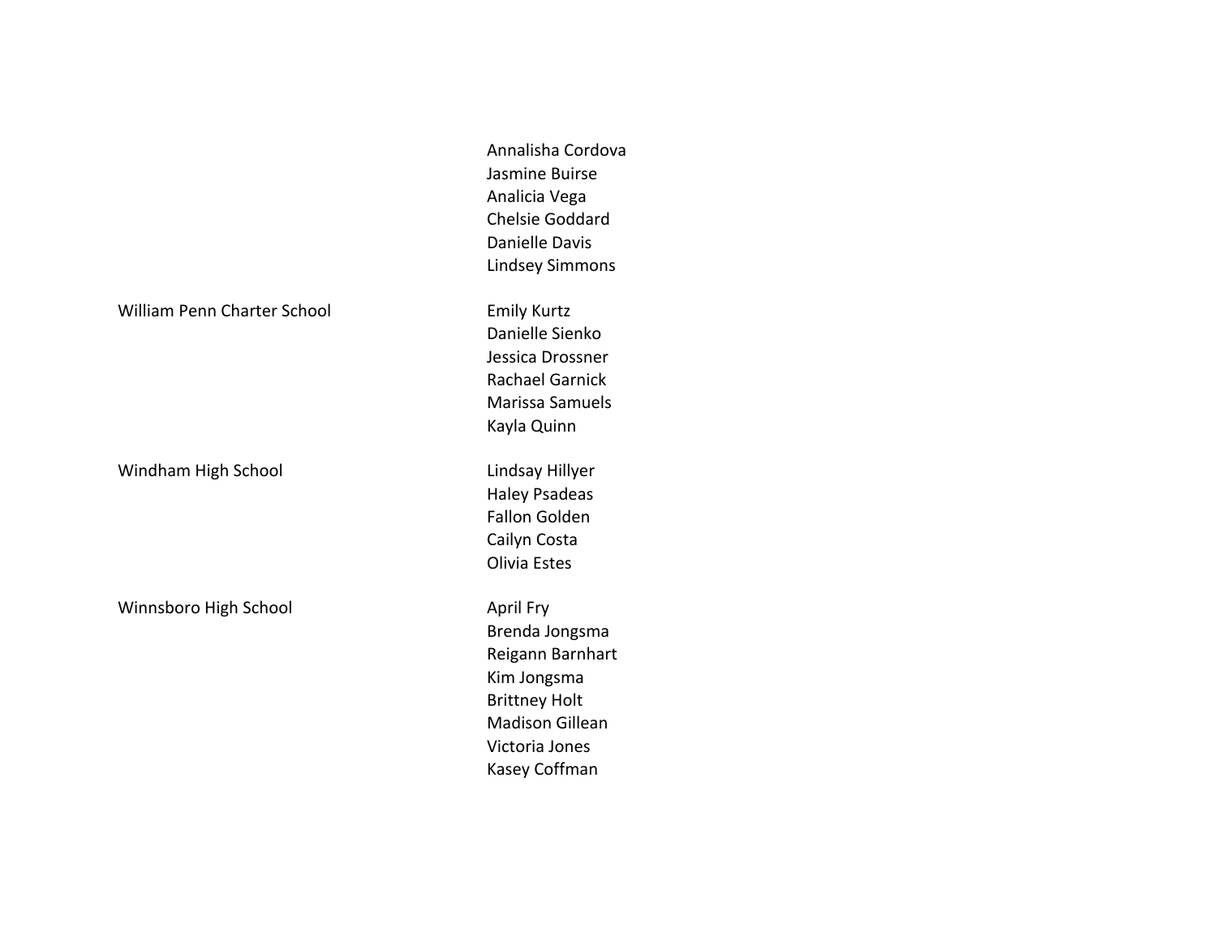| School | Names |
|---|---|
| | Annalisha Cordova<br>Jasmine Buirse<br>Analicia Vega<br>Chelsie Goddard<br>Danielle Davis<br>Lindsey Simmons |
| William Penn Charter School | Emily Kurtz<br>Danielle Sienko<br>Jessica Drossner<br>Rachael Garnick<br>Marissa Samuels<br>Kayla Quinn |
| Windham High School | Lindsay Hillyer<br>Haley Psadeas<br>Fallon Golden<br>Cailyn Costa<br>Olivia Estes |
| Winnsboro High School | April Fry<br>Brenda Jongsma<br>Reigann Barnhart<br>Kim Jongsma<br>Brittney Holt<br>Madison Gillean<br>Victoria Jones<br>Kasey Coffman |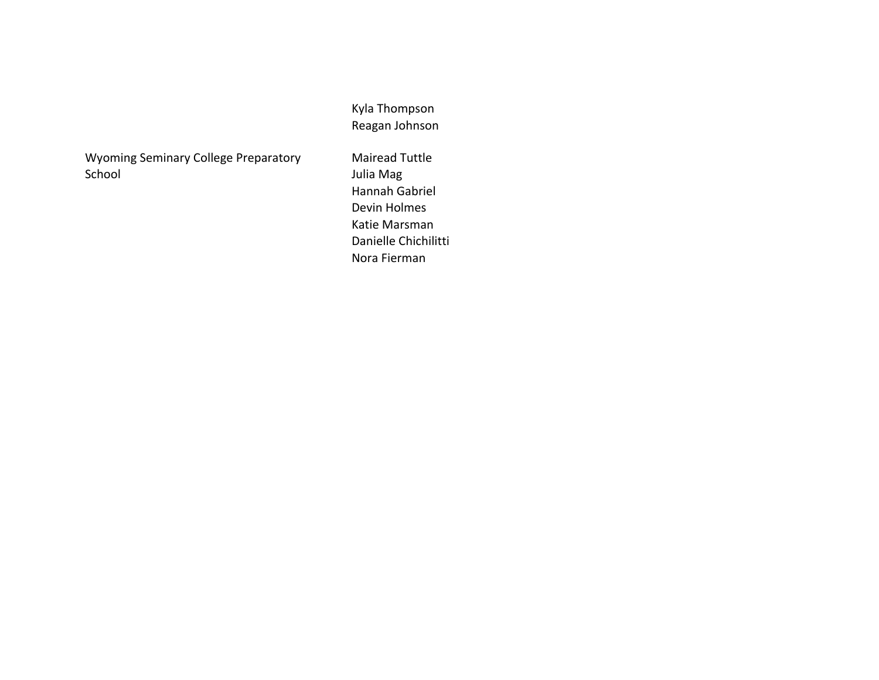| | |
|---|---|
| | Kyla Thompson<br>Reagan Johnson |
| Wyoming Seminary College Preparatory School | Mairead Tuttle<br>Julia Mag<br>Hannah Gabriel<br>Devin Holmes<br>Katie Marsman<br>Danielle Chichilitti<br>Nora Fierman |